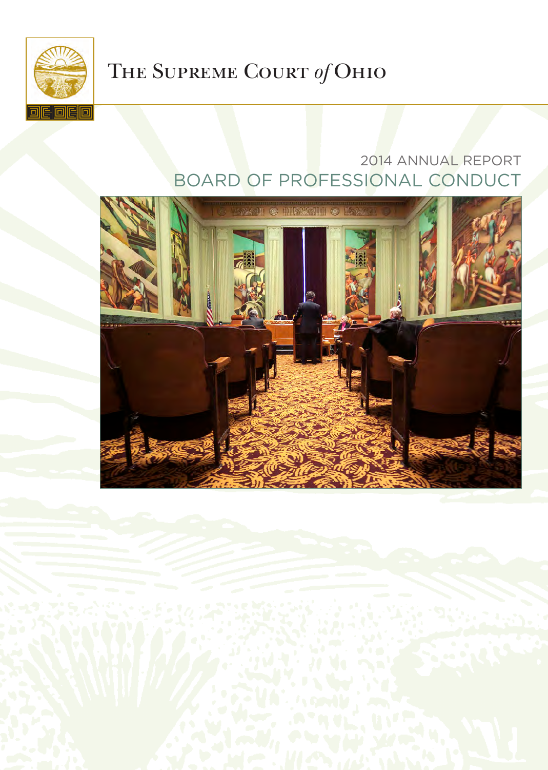The Supreme Court *of* Ohio

# 2014 ANNUAL REPORT
# BOARD OF PROFESSIONAL CONDUCT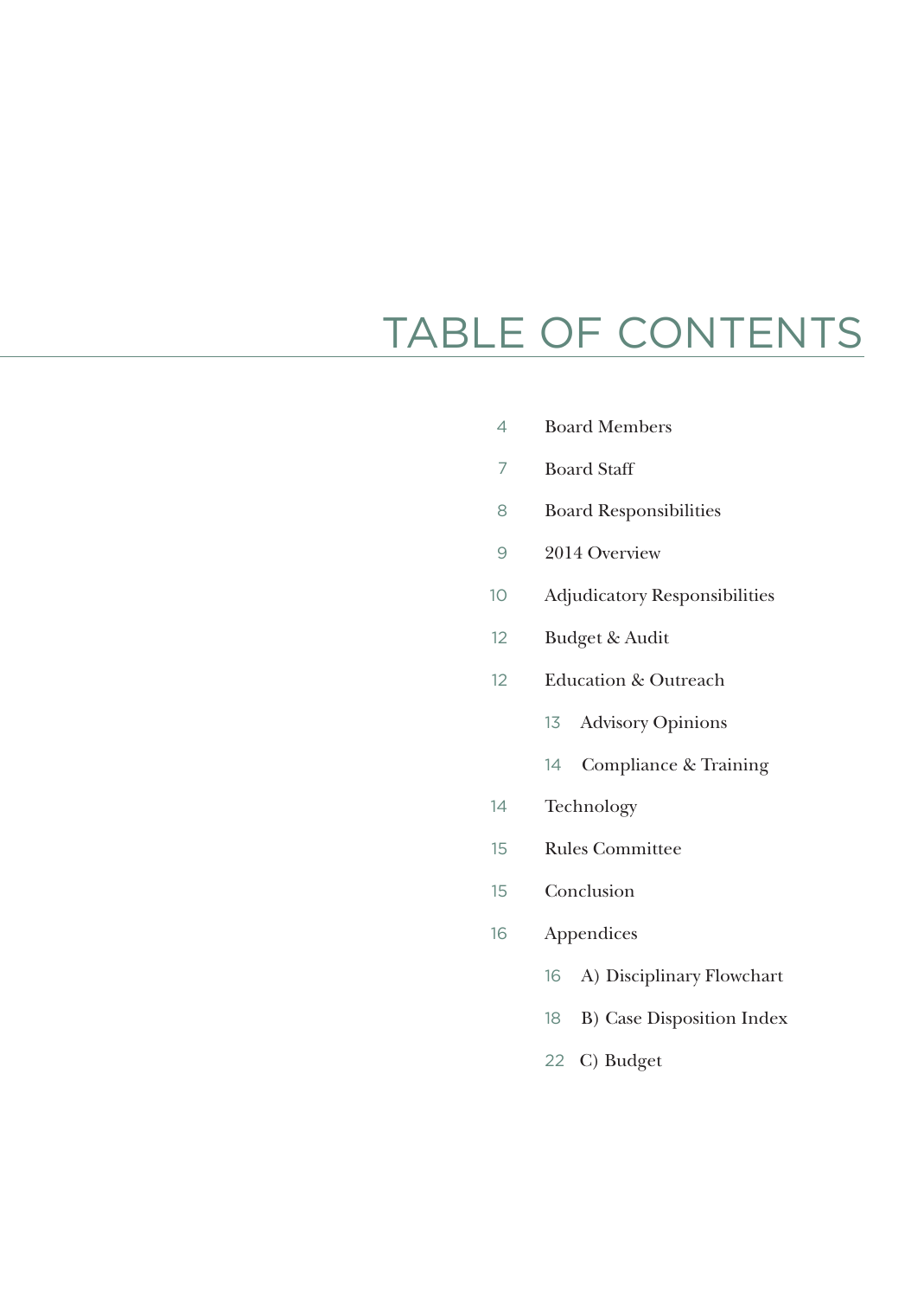# TABLE OF CONTENTS

- 4 Board Members
- 7 Board Staff
- 8 Board Responsibilities
- 9 2014 Overview
- 10 Adjudicatory Responsibilities
- 12 Budget & Audit
- 12 Education & Outreach
  - 13 Advisory Opinions
  - 14 Compliance & Training
- 14 Technology
- 15 Rules Committee
- 15 Conclusion
- 16 Appendices
  - 16 A) Disciplinary Flowchart
  - 18 B) Case Disposition Index
  - 22 C) Budget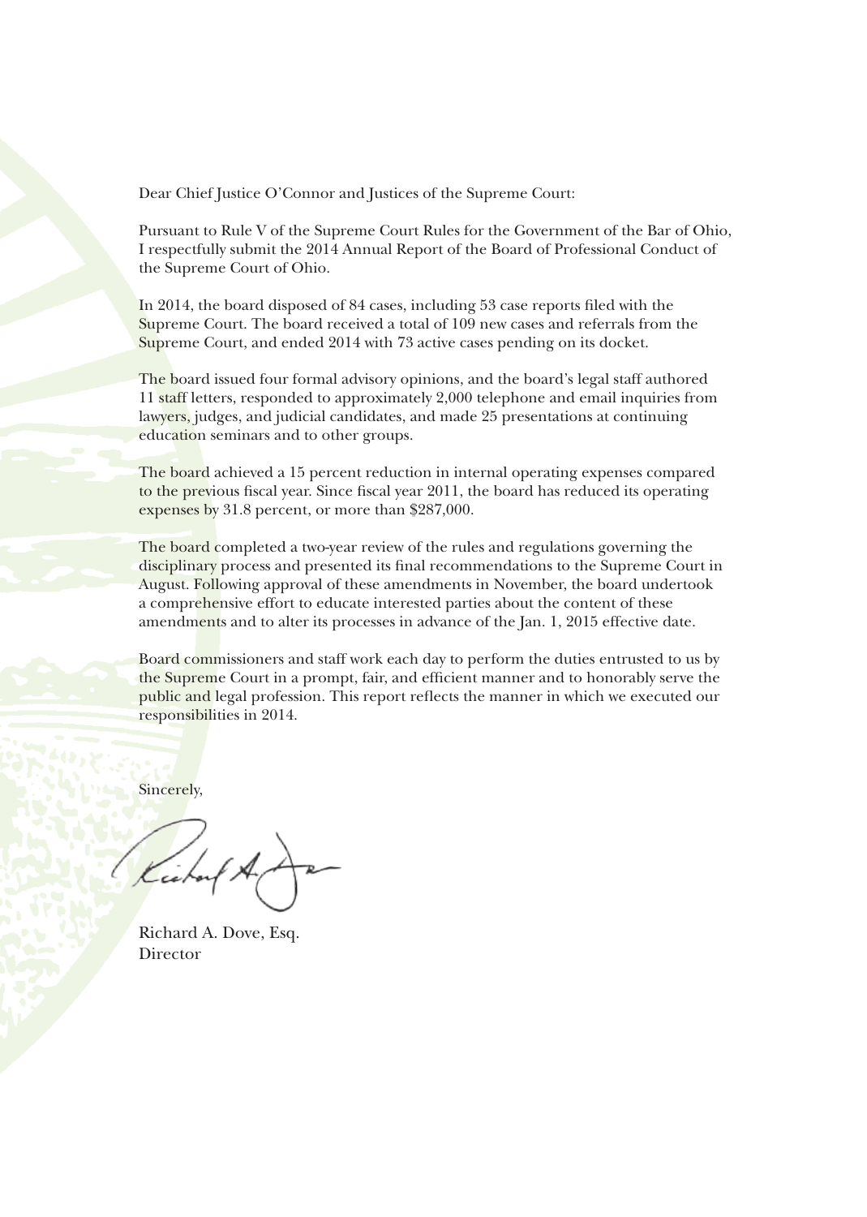Dear Chief Justice O'Connor and Justices of the Supreme Court:

Pursuant to Rule V of the Supreme Court Rules for the Government of the Bar of Ohio, I respectfully submit the 2014 Annual Report of the Board of Professional Conduct of the Supreme Court of Ohio.

In 2014, the board disposed of 84 cases, including 53 case reports filed with the Supreme Court. The board received a total of 109 new cases and referrals from the Supreme Court, and ended 2014 with 73 active cases pending on its docket.

The board issued four formal advisory opinions, and the board's legal staff authored 11 staff letters, responded to approximately 2,000 telephone and email inquiries from lawyers, judges, and judicial candidates, and made 25 presentations at continuing education seminars and to other groups.

The board achieved a 15 percent reduction in internal operating expenses compared to the previous fiscal year. Since fiscal year 2011, the board has reduced its operating expenses by 31.8 percent, or more than $287,000.

The board completed a two-year review of the rules and regulations governing the disciplinary process and presented its final recommendations to the Supreme Court in August. Following approval of these amendments in November, the board undertook a comprehensive effort to educate interested parties about the content of these amendments and to alter its processes in advance of the Jan. 1, 2015 effective date.

Board commissioners and staff work each day to perform the duties entrusted to us by the Supreme Court in a prompt, fair, and efficient manner and to honorably serve the public and legal profession. This report reflects the manner in which we executed our responsibilities in 2014.

Sincerely,

Richard A. Dove, Esq.
Director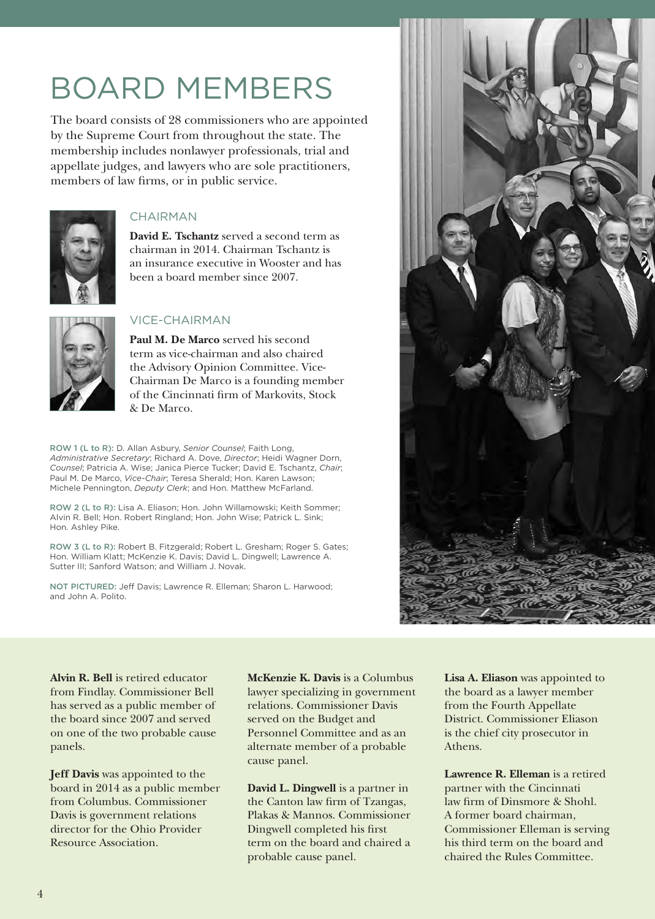# BOARD MEMBERS

The board consists of 28 commissioners who are appointed by the Supreme Court from throughout the state. The membership includes nonlawyer professionals, trial and appellate judges, and lawyers who are sole practitioners, members of law firms, or in public service.

## CHAIRMAN

**David E. Tschantz** served a second term as chairman in 2014. Chairman Tschantz is an insurance executive in Wooster and has been a board member since 2007.

## VICE-CHAIRMAN

**Paul M. De Marco** served his second term as vice-chairman and also chaired the Advisory Opinion Committee. Vice-Chairman De Marco is a founding member of the Cincinnati firm of Markovits, Stock & De Marco.

ROW 1 (L to R): D. Allan Asbury, *Senior Counsel*; Faith Long, *Administrative Secretary*; Richard A. Dove, *Director*; Heidi Wagner Dorn, *Counsel*; Patricia A. Wise; Janica Pierce Tucker; David E. Tschantz, *Chair*; Paul M. De Marco, *Vice-Chair*; Teresa Sherald; Hon. Karen Lawson; Michele Pennington, *Deputy Clerk*; and Hon. Matthew McFarland.

ROW 2 (L to R): Lisa A. Eliason; Hon. John Willamowski; Keith Sommer; Alvin R. Bell; Hon. Robert Ringland; Hon. John Wise; Patrick L. Sink; Hon. Ashley Pike.

ROW 3 (L to R): Robert B. Fitzgerald; Robert L. Gresham; Roger S. Gates; Hon. William Klatt; McKenzie K. Davis; David L. Dingwell; Lawrence A. Sutter III; Sanford Watson; and William J. Novak.

NOT PICTURED: Jeff Davis; Lawrence R. Elleman; Sharon L. Harwood; and John A. Polito.

**Alvin R. Bell** is retired educator from Findlay. Commissioner Bell has served as a public member of the board since 2007 and served on one of the two probable cause panels.

**Jeff Davis** was appointed to the board in 2014 as a public member from Columbus. Commissioner Davis is government relations director for the Ohio Provider Resource Association.

**McKenzie K. Davis** is a Columbus lawyer specializing in government relations. Commissioner Davis served on the Budget and Personnel Committee and as an alternate member of a probable cause panel.

**David L. Dingwell** is a partner in the Canton law firm of Tzangas, Plakas & Mannos. Commissioner Dingwell completed his first term on the board and chaired a probable cause panel.

**Lisa A. Eliason** was appointed to the board as a lawyer member from the Fourth Appellate District. Commissioner Eliason is the chief city prosecutor in Athens.

**Lawrence R. Elleman** is a retired partner with the Cincinnati law firm of Dinsmore & Shohl. A former board chairman, Commissioner Elleman is serving his third term on the board and chaired the Rules Committee.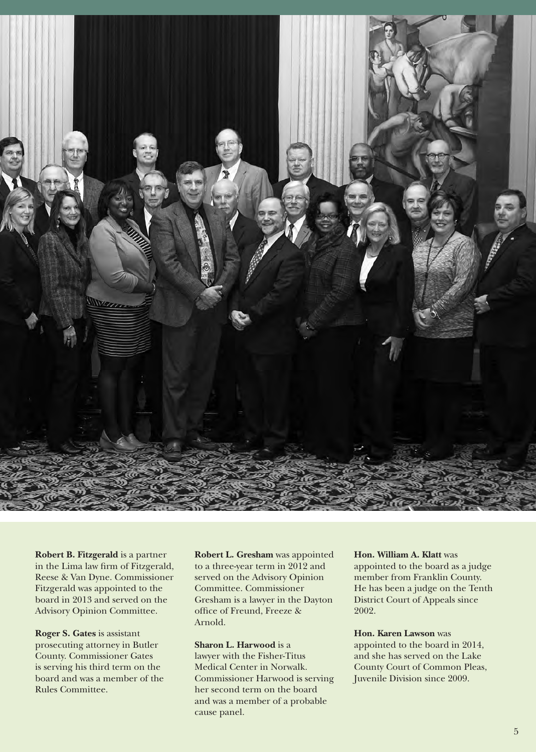**Robert B. Fitzgerald** is a partner in the Lima law firm of Fitzgerald, Reese & Van Dyne. Commissioner Fitzgerald was appointed to the board in 2013 and served on the Advisory Opinion Committee.

**Roger S. Gates** is assistant prosecuting attorney in Butler County. Commissioner Gates is serving his third term on the board and was a member of the Rules Committee.

**Robert L. Gresham** was appointed to a three-year term in 2012 and served on the Advisory Opinion Committee. Commissioner Gresham is a lawyer in the Dayton office of Freund, Freeze & Arnold.

**Sharon L. Harwood** is a lawyer with the Fisher-Titus Medical Center in Norwalk. Commissioner Harwood is serving her second term on the board and was a member of a probable cause panel.

**Hon. William A. Klatt** was appointed to the board as a judge member from Franklin County. He has been a judge on the Tenth District Court of Appeals since 2002.

**Hon. Karen Lawson** was appointed to the board in 2014, and she has served on the Lake County Court of Common Pleas, Juvenile Division since 2009.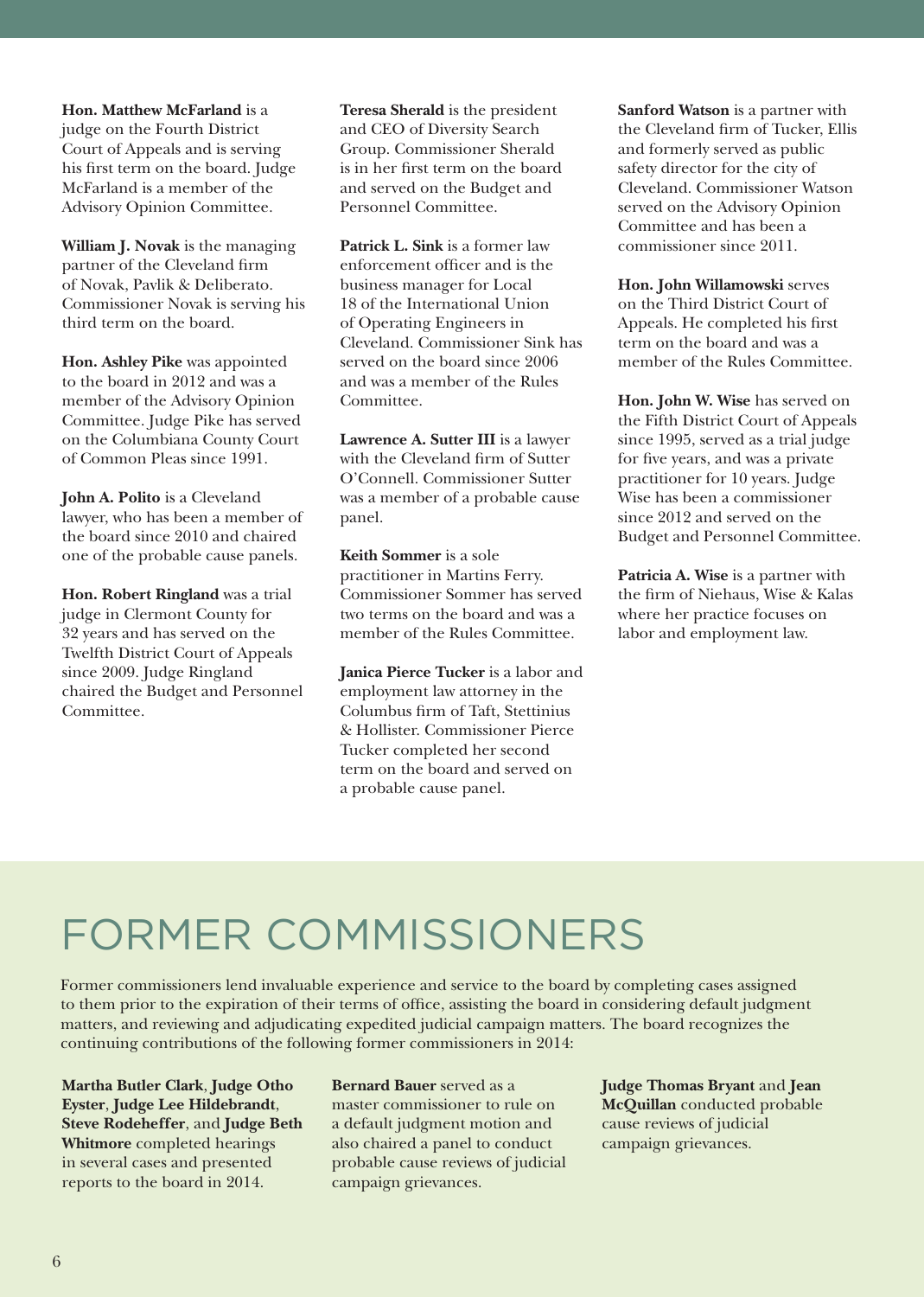**Hon. Matthew McFarland** is a judge on the Fourth District Court of Appeals and is serving his first term on the board. Judge McFarland is a member of the Advisory Opinion Committee.

**William J. Novak** is the managing partner of the Cleveland firm of Novak, Pavlik & Deliberato. Commissioner Novak is serving his third term on the board.

**Hon. Ashley Pike** was appointed to the board in 2012 and was a member of the Advisory Opinion Committee. Judge Pike has served on the Columbiana County Court of Common Pleas since 1991.

**John A. Polito** is a Cleveland lawyer, who has been a member of the board since 2010 and chaired one of the probable cause panels.

**Hon. Robert Ringland** was a trial judge in Clermont County for 32 years and has served on the Twelfth District Court of Appeals since 2009. Judge Ringland chaired the Budget and Personnel Committee.

**Teresa Sherald** is the president and CEO of Diversity Search Group. Commissioner Sherald is in her first term on the board and served on the Budget and Personnel Committee.

**Patrick L. Sink** is a former law enforcement officer and is the business manager for Local 18 of the International Union of Operating Engineers in Cleveland. Commissioner Sink has served on the board since 2006 and was a member of the Rules Committee.

**Lawrence A. Sutter III** is a lawyer with the Cleveland firm of Sutter O'Connell. Commissioner Sutter was a member of a probable cause panel.

**Keith Sommer** is a sole practitioner in Martins Ferry. Commissioner Sommer has served two terms on the board and was a member of the Rules Committee.

**Janica Pierce Tucker** is a labor and employment law attorney in the Columbus firm of Taft, Stettinius & Hollister. Commissioner Pierce Tucker completed her second term on the board and served on a probable cause panel.

**Sanford Watson** is a partner with the Cleveland firm of Tucker, Ellis and formerly served as public safety director for the city of Cleveland. Commissioner Watson served on the Advisory Opinion Committee and has been a commissioner since 2011.

**Hon. John Willamowski** serves on the Third District Court of Appeals. He completed his first term on the board and was a member of the Rules Committee.

**Hon. John W. Wise** has served on the Fifth District Court of Appeals since 1995, served as a trial judge for five years, and was a private practitioner for 10 years. Judge Wise has been a commissioner since 2012 and served on the Budget and Personnel Committee.

**Patricia A. Wise** is a partner with the firm of Niehaus, Wise & Kalas where her practice focuses on labor and employment law.

# FORMER COMMISSIONERS

Former commissioners lend invaluable experience and service to the board by completing cases assigned to them prior to the expiration of their terms of office, assisting the board in considering default judgment matters, and reviewing and adjudicating expedited judicial campaign matters. The board recognizes the continuing contributions of the following former commissioners in 2014:

**Martha Butler Clark**, **Judge Otho Eyster**, **Judge Lee Hildebrandt**, **Steve Rodeheffer**, and **Judge Beth Whitmore** completed hearings in several cases and presented reports to the board in 2014.

**Bernard Bauer** served as a master commissioner to rule on a default judgment motion and also chaired a panel to conduct probable cause reviews of judicial campaign grievances.

**Judge Thomas Bryant** and **Jean McQuillan** conducted probable cause reviews of judicial campaign grievances.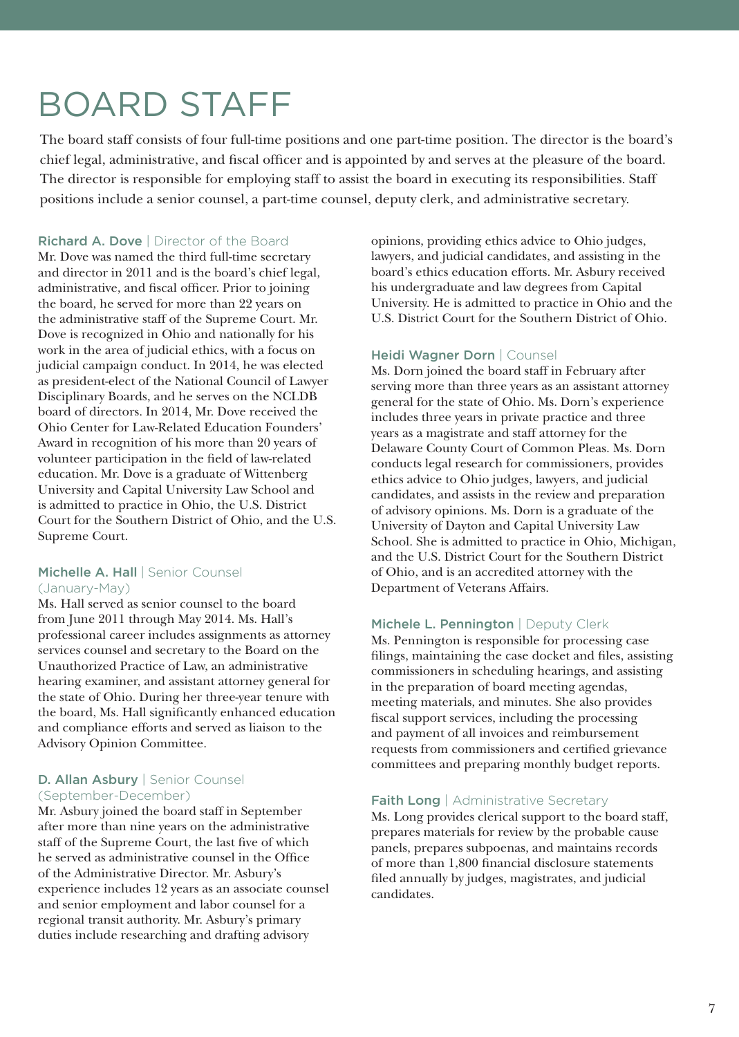# BOARD STAFF

The board staff consists of four full-time positions and one part-time position. The director is the board's chief legal, administrative, and fiscal officer and is appointed by and serves at the pleasure of the board. The director is responsible for employing staff to assist the board in executing its responsibilities. Staff positions include a senior counsel, a part-time counsel, deputy clerk, and administrative secretary.

### Richard A. Dove | Director of the Board

Mr. Dove was named the third full-time secretary and director in 2011 and is the board's chief legal, administrative, and fiscal officer. Prior to joining the board, he served for more than 22 years on the administrative staff of the Supreme Court. Mr. Dove is recognized in Ohio and nationally for his work in the area of judicial ethics, with a focus on judicial campaign conduct. In 2014, he was elected as president-elect of the National Council of Lawyer Disciplinary Boards, and he serves on the NCLDB board of directors. In 2014, Mr. Dove received the Ohio Center for Law-Related Education Founders' Award in recognition of his more than 20 years of volunteer participation in the field of law-related education. Mr. Dove is a graduate of Wittenberg University and Capital University Law School and is admitted to practice in Ohio, the U.S. District Court for the Southern District of Ohio, and the U.S. Supreme Court.

### Michelle A. Hall | Senior Counsel (January-May)

Ms. Hall served as senior counsel to the board from June 2011 through May 2014. Ms. Hall's professional career includes assignments as attorney services counsel and secretary to the Board on the Unauthorized Practice of Law, an administrative hearing examiner, and assistant attorney general for the state of Ohio. During her three-year tenure with the board, Ms. Hall significantly enhanced education and compliance efforts and served as liaison to the Advisory Opinion Committee.

### D. Allan Asbury | Senior Counsel (September-December)

Mr. Asbury joined the board staff in September after more than nine years on the administrative staff of the Supreme Court, the last five of which he served as administrative counsel in the Office of the Administrative Director. Mr. Asbury's experience includes 12 years as an associate counsel and senior employment and labor counsel for a regional transit authority. Mr. Asbury's primary duties include researching and drafting advisory opinions, providing ethics advice to Ohio judges, lawyers, and judicial candidates, and assisting in the board's ethics education efforts. Mr. Asbury received his undergraduate and law degrees from Capital University. He is admitted to practice in Ohio and the U.S. District Court for the Southern District of Ohio.

### Heidi Wagner Dorn | Counsel

Ms. Dorn joined the board staff in February after serving more than three years as an assistant attorney general for the state of Ohio. Ms. Dorn's experience includes three years in private practice and three years as a magistrate and staff attorney for the Delaware County Court of Common Pleas. Ms. Dorn conducts legal research for commissioners, provides ethics advice to Ohio judges, lawyers, and judicial candidates, and assists in the review and preparation of advisory opinions. Ms. Dorn is a graduate of the University of Dayton and Capital University Law School. She is admitted to practice in Ohio, Michigan, and the U.S. District Court for the Southern District of Ohio, and is an accredited attorney with the Department of Veterans Affairs.

### Michele L. Pennington | Deputy Clerk

Ms. Pennington is responsible for processing case filings, maintaining the case docket and files, assisting commissioners in scheduling hearings, and assisting in the preparation of board meeting agendas, meeting materials, and minutes. She also provides fiscal support services, including the processing and payment of all invoices and reimbursement requests from commissioners and certified grievance committees and preparing monthly budget reports.

### Faith Long | Administrative Secretary

Ms. Long provides clerical support to the board staff, prepares materials for review by the probable cause panels, prepares subpoenas, and maintains records of more than 1,800 financial disclosure statements filed annually by judges, magistrates, and judicial candidates.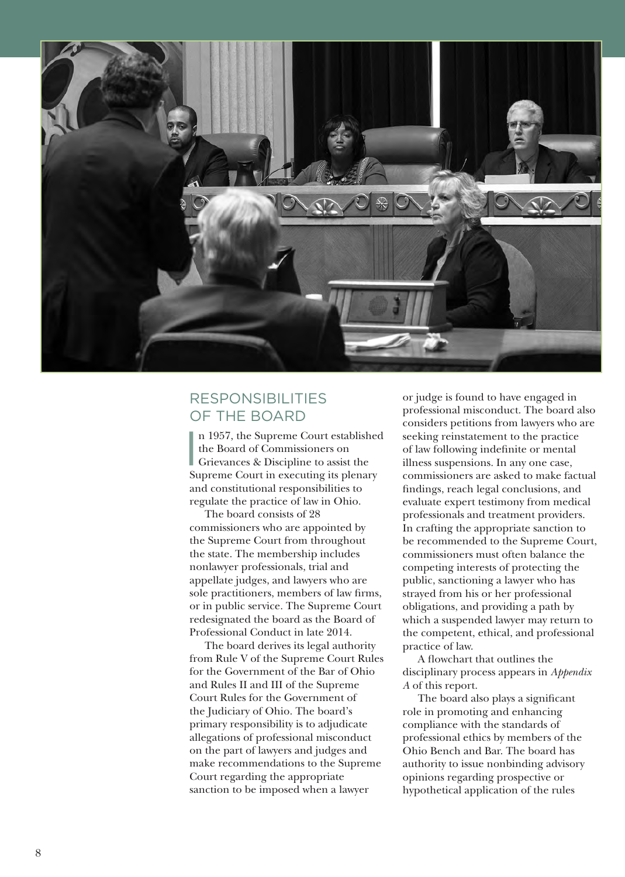## RESPONSIBILITIES OF THE BOARD

In 1957, the Supreme Court established the Board of Commissioners on Grievances & Discipline to assist the Supreme Court in executing its plenary and constitutional responsibilities to regulate the practice of law in Ohio.

The board consists of 28 commissioners who are appointed by the Supreme Court from throughout the state. The membership includes nonlawyer professionals, trial and appellate judges, and lawyers who are sole practitioners, members of law firms, or in public service. The Supreme Court redesignated the board as the Board of Professional Conduct in late 2014.

The board derives its legal authority from Rule V of the Supreme Court Rules for the Government of the Bar of Ohio and Rules II and III of the Supreme Court Rules for the Government of the Judiciary of Ohio. The board's primary responsibility is to adjudicate allegations of professional misconduct on the part of lawyers and judges and make recommendations to the Supreme Court regarding the appropriate sanction to be imposed when a lawyer or judge is found to have engaged in professional misconduct. The board also considers petitions from lawyers who are seeking reinstatement to the practice of law following indefinite or mental illness suspensions. In any one case, commissioners are asked to make factual findings, reach legal conclusions, and evaluate expert testimony from medical professionals and treatment providers. In crafting the appropriate sanction to be recommended to the Supreme Court, commissioners must often balance the competing interests of protecting the public, sanctioning a lawyer who has strayed from his or her professional obligations, and providing a path by which a suspended lawyer may return to the competent, ethical, and professional practice of law.

A flowchart that outlines the disciplinary process appears in *Appendix A* of this report.

The board also plays a significant role in promoting and enhancing compliance with the standards of professional ethics by members of the Ohio Bench and Bar. The board has authority to issue nonbinding advisory opinions regarding prospective or hypothetical application of the rules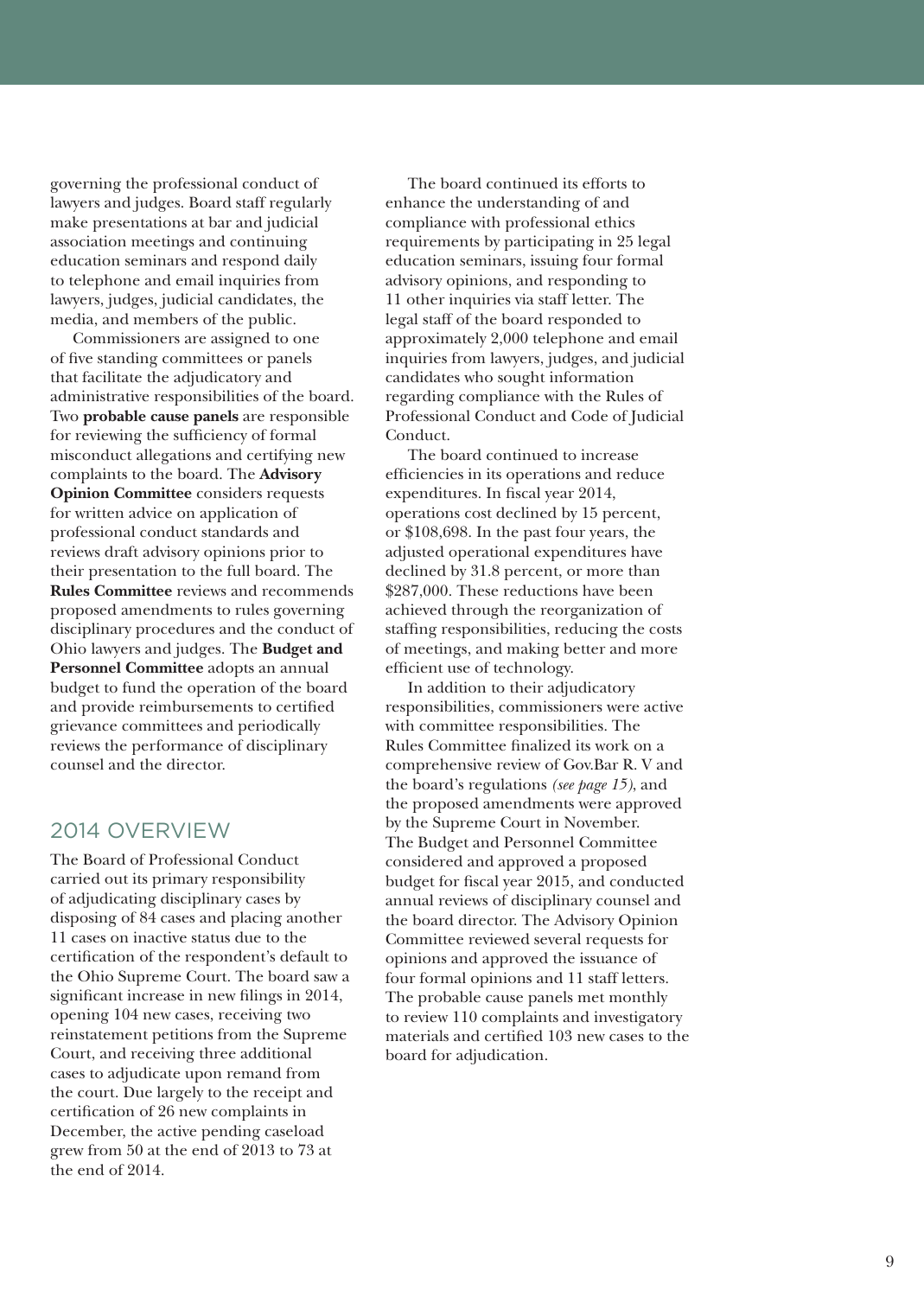governing the professional conduct of lawyers and judges. Board staff regularly make presentations at bar and judicial association meetings and continuing education seminars and respond daily to telephone and email inquiries from lawyers, judges, judicial candidates, the media, and members of the public.

Commissioners are assigned to one of five standing committees or panels that facilitate the adjudicatory and administrative responsibilities of the board. Two **probable cause panels** are responsible for reviewing the sufficiency of formal misconduct allegations and certifying new complaints to the board. The **Advisory Opinion Committee** considers requests for written advice on application of professional conduct standards and reviews draft advisory opinions prior to their presentation to the full board. The **Rules Committee** reviews and recommends proposed amendments to rules governing disciplinary procedures and the conduct of Ohio lawyers and judges. The **Budget and Personnel Committee** adopts an annual budget to fund the operation of the board and provide reimbursements to certified grievance committees and periodically reviews the performance of disciplinary counsel and the director.

## 2014 OVERVIEW

The Board of Professional Conduct carried out its primary responsibility of adjudicating disciplinary cases by disposing of 84 cases and placing another 11 cases on inactive status due to the certification of the respondent's default to the Ohio Supreme Court. The board saw a significant increase in new filings in 2014, opening 104 new cases, receiving two reinstatement petitions from the Supreme Court, and receiving three additional cases to adjudicate upon remand from the court. Due largely to the receipt and certification of 26 new complaints in December, the active pending caseload grew from 50 at the end of 2013 to 73 at the end of 2014.

The board continued its efforts to enhance the understanding of and compliance with professional ethics requirements by participating in 25 legal education seminars, issuing four formal advisory opinions, and responding to 11 other inquiries via staff letter. The legal staff of the board responded to approximately 2,000 telephone and email inquiries from lawyers, judges, and judicial candidates who sought information regarding compliance with the Rules of Professional Conduct and Code of Judicial Conduct.

The board continued to increase efficiencies in its operations and reduce expenditures. In fiscal year 2014, operations cost declined by 15 percent, or $108,698. In the past four years, the adjusted operational expenditures have declined by 31.8 percent, or more than $287,000. These reductions have been achieved through the reorganization of staffing responsibilities, reducing the costs of meetings, and making better and more efficient use of technology.

In addition to their adjudicatory responsibilities, commissioners were active with committee responsibilities. The Rules Committee finalized its work on a comprehensive review of Gov.Bar R. V and the board's regulations *(see page 15)*, and the proposed amendments were approved by the Supreme Court in November. The Budget and Personnel Committee considered and approved a proposed budget for fiscal year 2015, and conducted annual reviews of disciplinary counsel and the board director. The Advisory Opinion Committee reviewed several requests for opinions and approved the issuance of four formal opinions and 11 staff letters. The probable cause panels met monthly to review 110 complaints and investigatory materials and certified 103 new cases to the board for adjudication.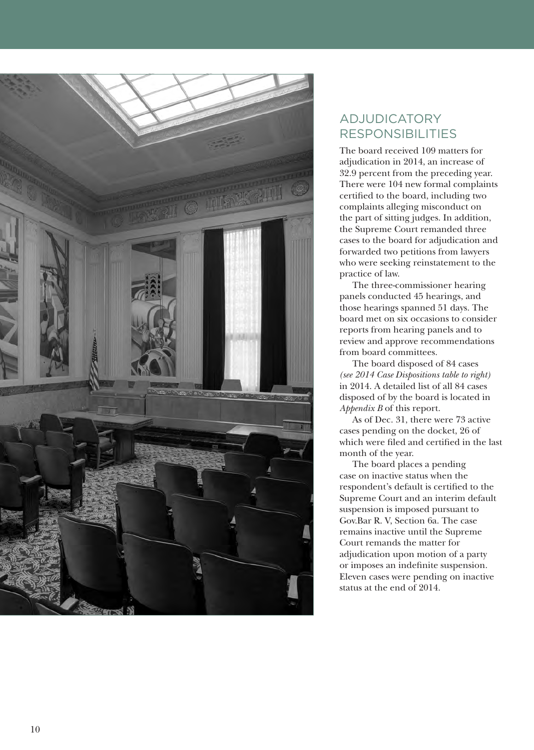## ADJUDICATORY RESPONSIBILITIES

The board received 109 matters for adjudication in 2014, an increase of 32.9 percent from the preceding year. There were 104 new formal complaints certified to the board, including two complaints alleging misconduct on the part of sitting judges. In addition, the Supreme Court remanded three cases to the board for adjudication and forwarded two petitions from lawyers who were seeking reinstatement to the practice of law.

The three-commissioner hearing panels conducted 45 hearings, and those hearings spanned 51 days. The board met on six occasions to consider reports from hearing panels and to review and approve recommendations from board committees.

The board disposed of 84 cases *(see 2014 Case Dispositions table to right)* in 2014. A detailed list of all 84 cases disposed of by the board is located in *Appendix B* of this report.

As of Dec. 31, there were 73 active cases pending on the docket, 26 of which were filed and certified in the last month of the year.

The board places a pending case on inactive status when the respondent's default is certified to the Supreme Court and an interim default suspension is imposed pursuant to Gov.Bar R. V, Section 6a. The case remains inactive until the Supreme Court remands the matter for adjudication upon motion of a party or imposes an indefinite suspension. Eleven cases were pending on inactive status at the end of 2014.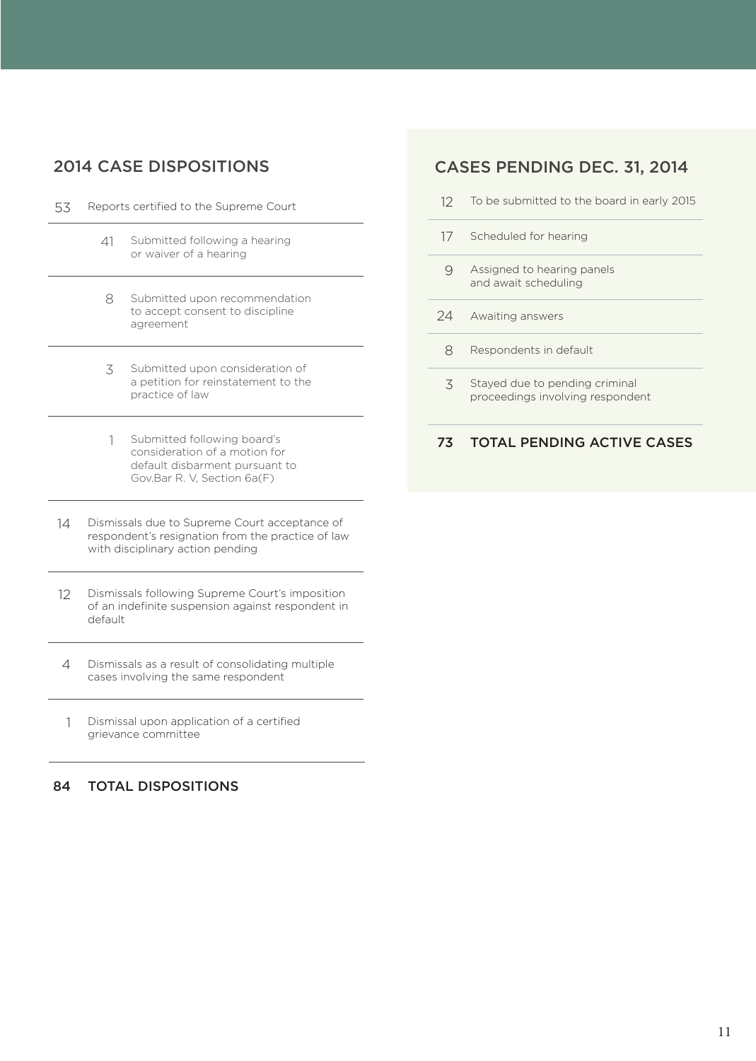## 2014 CASE DISPOSITIONS

| | | |
|---|---|---|
| 53 | Reports certified to the Supreme Court | |
| | 41 | Submitted following a hearing or waiver of a hearing |
| | 8 | Submitted upon recommendation to accept consent to discipline agreement |
| | 3 | Submitted upon consideration of a petition for reinstatement to the practice of law |
| | 1 | Submitted following board's consideration of a motion for default disbarment pursuant to Gov.Bar R. V, Section 6a(F) |
| 14 | Dismissals due to Supreme Court acceptance of respondent's resignation from the practice of law with disciplinary action pending | |
| 12 | Dismissals following Supreme Court's imposition of an indefinite suspension against respondent in default | |
| 4 | Dismissals as a result of consolidating multiple cases involving the same respondent | |
| 1 | Dismissal upon application of a certified grievance committee | |
| **84** | **TOTAL DISPOSITIONS** | |

## CASES PENDING DEC. 31, 2014

| | |
|---|---|
| 12 | To be submitted to the board in early 2015 |
| 17 | Scheduled for hearing |
| 9 | Assigned to hearing panels and await scheduling |
| 24 | Awaiting answers |
| 8 | Respondents in default |
| 3 | Stayed due to pending criminal proceedings involving respondent |
| **73** | **TOTAL PENDING ACTIVE CASES** |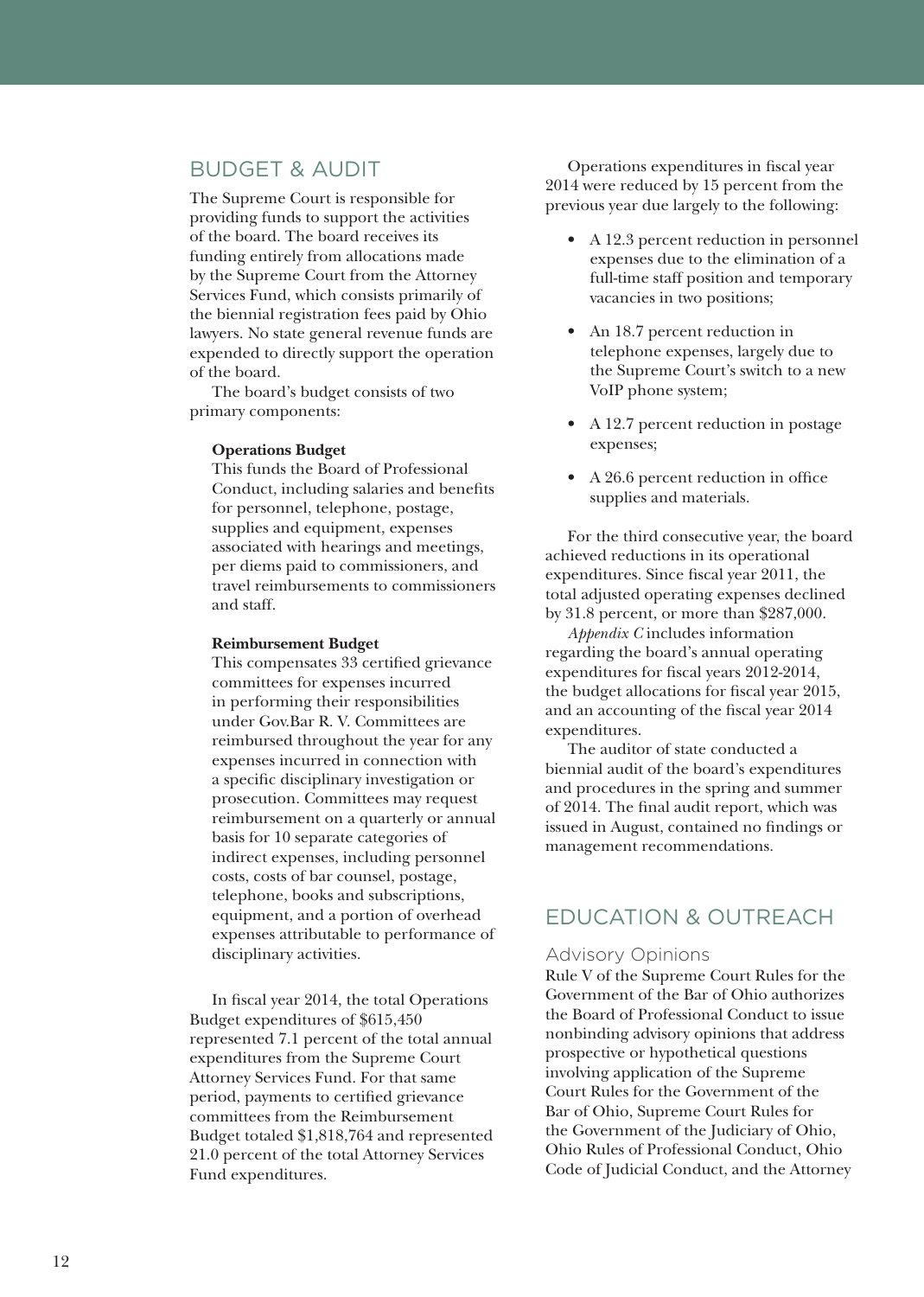## BUDGET & AUDIT

The Supreme Court is responsible for providing funds to support the activities of the board. The board receives its funding entirely from allocations made by the Supreme Court from the Attorney Services Fund, which consists primarily of the biennial registration fees paid by Ohio lawyers. No state general revenue funds are expended to directly support the operation of the board.

The board's budget consists of two primary components:

**Operations Budget**
This funds the Board of Professional Conduct, including salaries and benefits for personnel, telephone, postage, supplies and equipment, expenses associated with hearings and meetings, per diems paid to commissioners, and travel reimbursements to commissioners and staff.

**Reimbursement Budget**
This compensates 33 certified grievance committees for expenses incurred in performing their responsibilities under Gov.Bar R. V. Committees are reimbursed throughout the year for any expenses incurred in connection with a specific disciplinary investigation or prosecution. Committees may request reimbursement on a quarterly or annual basis for 10 separate categories of indirect expenses, including personnel costs, costs of bar counsel, postage, telephone, books and subscriptions, equipment, and a portion of overhead expenses attributable to performance of disciplinary activities.

In fiscal year 2014, the total Operations Budget expenditures of $615,450 represented 7.1 percent of the total annual expenditures from the Supreme Court Attorney Services Fund. For that same period, payments to certified grievance committees from the Reimbursement Budget totaled $1,818,764 and represented 21.0 percent of the total Attorney Services Fund expenditures.

Operations expenditures in fiscal year 2014 were reduced by 15 percent from the previous year due largely to the following:

- A 12.3 percent reduction in personnel expenses due to the elimination of a full-time staff position and temporary vacancies in two positions;
- An 18.7 percent reduction in telephone expenses, largely due to the Supreme Court's switch to a new VoIP phone system;
- A 12.7 percent reduction in postage expenses;
- A 26.6 percent reduction in office supplies and materials.

For the third consecutive year, the board achieved reductions in its operational expenditures. Since fiscal year 2011, the total adjusted operating expenses declined by 31.8 percent, or more than $287,000.

*Appendix C* includes information regarding the board's annual operating expenditures for fiscal years 2012-2014, the budget allocations for fiscal year 2015, and an accounting of the fiscal year 2014 expenditures.

The auditor of state conducted a biennial audit of the board's expenditures and procedures in the spring and summer of 2014. The final audit report, which was issued in August, contained no findings or management recommendations.

## EDUCATION & OUTREACH

### Advisory Opinions

Rule V of the Supreme Court Rules for the Government of the Bar of Ohio authorizes the Board of Professional Conduct to issue nonbinding advisory opinions that address prospective or hypothetical questions involving application of the Supreme Court Rules for the Government of the Bar of Ohio, Supreme Court Rules for the Government of the Judiciary of Ohio, Ohio Rules of Professional Conduct, Ohio Code of Judicial Conduct, and the Attorney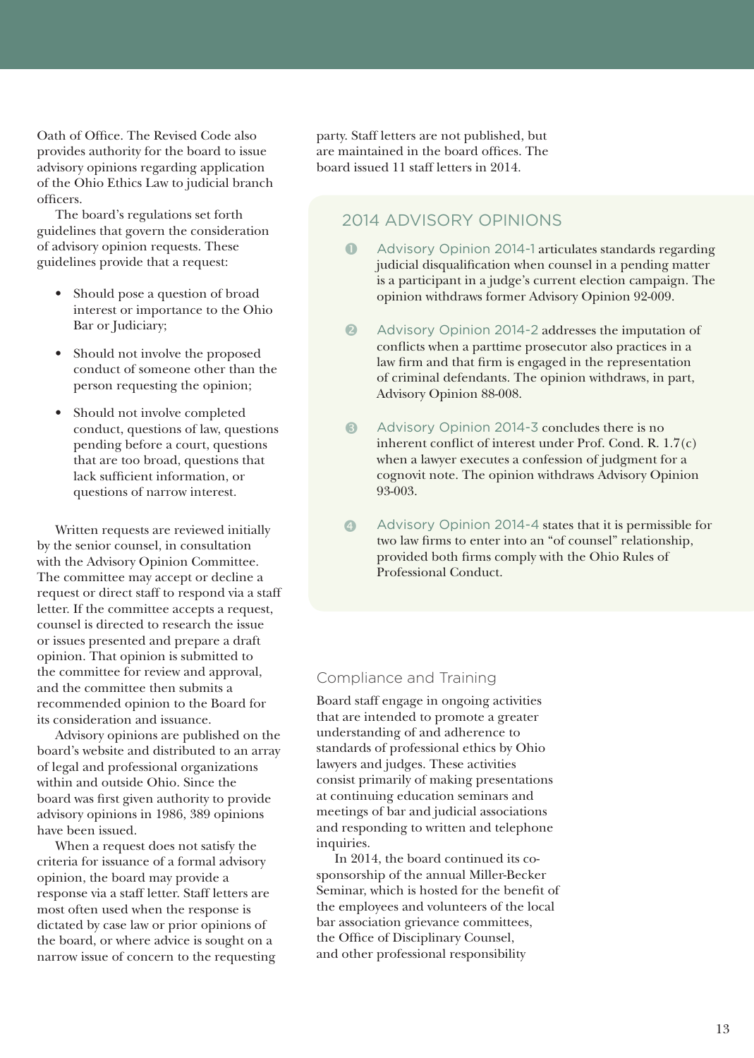Oath of Office. The Revised Code also provides authority for the board to issue advisory opinions regarding application of the Ohio Ethics Law to judicial branch officers.

The board's regulations set forth guidelines that govern the consideration of advisory opinion requests. These guidelines provide that a request:

- Should pose a question of broad interest or importance to the Ohio Bar or Judiciary;
- Should not involve the proposed conduct of someone other than the person requesting the opinion;
- Should not involve completed conduct, questions of law, questions pending before a court, questions that are too broad, questions that lack sufficient information, or questions of narrow interest.

Written requests are reviewed initially by the senior counsel, in consultation with the Advisory Opinion Committee. The committee may accept or decline a request or direct staff to respond via a staff letter. If the committee accepts a request, counsel is directed to research the issue or issues presented and prepare a draft opinion. That opinion is submitted to the committee for review and approval, and the committee then submits a recommended opinion to the Board for its consideration and issuance.

Advisory opinions are published on the board's website and distributed to an array of legal and professional organizations within and outside Ohio. Since the board was first given authority to provide advisory opinions in 1986, 389 opinions have been issued.

When a request does not satisfy the criteria for issuance of a formal advisory opinion, the board may provide a response via a staff letter. Staff letters are most often used when the response is dictated by case law or prior opinions of the board, or where advice is sought on a narrow issue of concern to the requesting party. Staff letters are not published, but are maintained in the board offices. The board issued 11 staff letters in 2014.

## 2014 ADVISORY OPINIONS

1. Advisory Opinion 2014-1 articulates standards regarding judicial disqualification when counsel in a pending matter is a participant in a judge's current election campaign. The opinion withdraws former Advisory Opinion 92-009.
2. Advisory Opinion 2014-2 addresses the imputation of conflicts when a parttime prosecutor also practices in a law firm and that firm is engaged in the representation of criminal defendants. The opinion withdraws, in part, Advisory Opinion 88-008.
3. Advisory Opinion 2014-3 concludes there is no inherent conflict of interest under Prof. Cond. R. 1.7(c) when a lawyer executes a confession of judgment for a cognovit note. The opinion withdraws Advisory Opinion 93-003.
4. Advisory Opinion 2014-4 states that it is permissible for two law firms to enter into an "of counsel" relationship, provided both firms comply with the Ohio Rules of Professional Conduct.

### Compliance and Training

Board staff engage in ongoing activities that are intended to promote a greater understanding of and adherence to standards of professional ethics by Ohio lawyers and judges. These activities consist primarily of making presentations at continuing education seminars and meetings of bar and judicial associations and responding to written and telephone inquiries.

In 2014, the board continued its co-sponsorship of the annual Miller-Becker Seminar, which is hosted for the benefit of the employees and volunteers of the local bar association grievance committees, the Office of Disciplinary Counsel, and other professional responsibility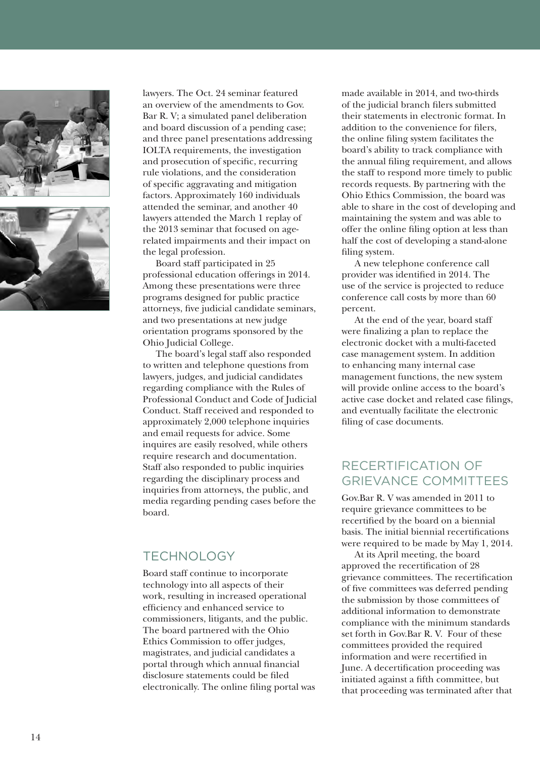lawyers. The Oct. 24 seminar featured an overview of the amendments to Gov. Bar R. V; a simulated panel deliberation and board discussion of a pending case; and three panel presentations addressing IOLTA requirements, the investigation and prosecution of specific, recurring rule violations, and the consideration of specific aggravating and mitigation factors. Approximately 160 individuals attended the seminar, and another 40 lawyers attended the March 1 replay of the 2013 seminar that focused on age-related impairments and their impact on the legal profession.

Board staff participated in 25 professional education offerings in 2014. Among these presentations were three programs designed for public practice attorneys, five judicial candidate seminars, and two presentations at new judge orientation programs sponsored by the Ohio Judicial College.

The board's legal staff also responded to written and telephone questions from lawyers, judges, and judicial candidates regarding compliance with the Rules of Professional Conduct and Code of Judicial Conduct. Staff received and responded to approximately 2,000 telephone inquiries and email requests for advice. Some inquires are easily resolved, while others require research and documentation. Staff also responded to public inquiries regarding the disciplinary process and inquiries from attorneys, the public, and media regarding pending cases before the board.

## TECHNOLOGY

Board staff continue to incorporate technology into all aspects of their work, resulting in increased operational efficiency and enhanced service to commissioners, litigants, and the public. The board partnered with the Ohio Ethics Commission to offer judges, magistrates, and judicial candidates a portal through which annual financial disclosure statements could be filed electronically. The online filing portal was made available in 2014, and two-thirds of the judicial branch filers submitted their statements in electronic format. In addition to the convenience for filers, the online filing system facilitates the board's ability to track compliance with the annual filing requirement, and allows the staff to respond more timely to public records requests. By partnering with the Ohio Ethics Commission, the board was able to share in the cost of developing and maintaining the system and was able to offer the online filing option at less than half the cost of developing a stand-alone filing system.

A new telephone conference call provider was identified in 2014. The use of the service is projected to reduce conference call costs by more than 60 percent.

At the end of the year, board staff were finalizing a plan to replace the electronic docket with a multi-faceted case management system. In addition to enhancing many internal case management functions, the new system will provide online access to the board's active case docket and related case filings, and eventually facilitate the electronic filing of case documents.

## RECERTIFICATION OF GRIEVANCE COMMITTEES

Gov.Bar R. V was amended in 2011 to require grievance committees to be recertified by the board on a biennial basis. The initial biennial recertifications were required to be made by May 1, 2014.

At its April meeting, the board approved the recertification of 28 grievance committees. The recertification of five committees was deferred pending the submission by those committees of additional information to demonstrate compliance with the minimum standards set forth in Gov.Bar R. V. Four of these committees provided the required information and were recertified in June. A decertification proceeding was initiated against a fifth committee, but that proceeding was terminated after that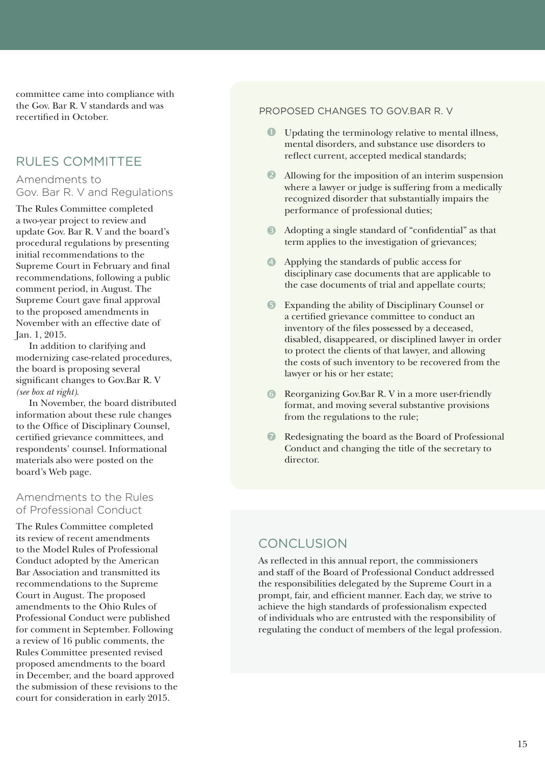committee came into compliance with the Gov. Bar R. V standards and was recertified in October.

## RULES COMMITTEE

### Amendments to Gov. Bar R. V and Regulations

The Rules Committee completed a two-year project to review and update Gov. Bar R. V and the board's procedural regulations by presenting initial recommendations to the Supreme Court in February and final recommendations, following a public comment period, in August. The Supreme Court gave final approval to the proposed amendments in November with an effective date of Jan. 1, 2015.

In addition to clarifying and modernizing case-related procedures, the board is proposing several significant changes to Gov.Bar R. V *(see box at right).*

In November, the board distributed information about these rule changes to the Office of Disciplinary Counsel, certified grievance committees, and respondents' counsel. Informational materials also were posted on the board's Web page.

### Amendments to the Rules of Professional Conduct

The Rules Committee completed its review of recent amendments to the Model Rules of Professional Conduct adopted by the American Bar Association and transmitted its recommendations to the Supreme Court in August. The proposed amendments to the Ohio Rules of Professional Conduct were published for comment in September. Following a review of 16 public comments, the Rules Committee presented revised proposed amendments to the board in December, and the board approved the submission of these revisions to the court for consideration in early 2015.

### PROPOSED CHANGES TO GOV.BAR R. V

1. Updating the terminology relative to mental illness, mental disorders, and substance use disorders to reflect current, accepted medical standards;
2. Allowing for the imposition of an interim suspension where a lawyer or judge is suffering from a medically recognized disorder that substantially impairs the performance of professional duties;
3. Adopting a single standard of "confidential" as that term applies to the investigation of grievances;
4. Applying the standards of public access for disciplinary case documents that are applicable to the case documents of trial and appellate courts;
5. Expanding the ability of Disciplinary Counsel or a certified grievance committee to conduct an inventory of the files possessed by a deceased, disabled, disappeared, or disciplined lawyer in order to protect the clients of that lawyer, and allowing the costs of such inventory to be recovered from the lawyer or his or her estate;
6. Reorganizing Gov.Bar R. V in a more user-friendly format, and moving several substantive provisions from the regulations to the rule;
7. Redesignating the board as the Board of Professional Conduct and changing the title of the secretary to director.

## CONCLUSION

As reflected in this annual report, the commissioners and staff of the Board of Professional Conduct addressed the responsibilities delegated by the Supreme Court in a prompt, fair, and efficient manner. Each day, we strive to achieve the high standards of professionalism expected of individuals who are entrusted with the responsibility of regulating the conduct of members of the legal profession.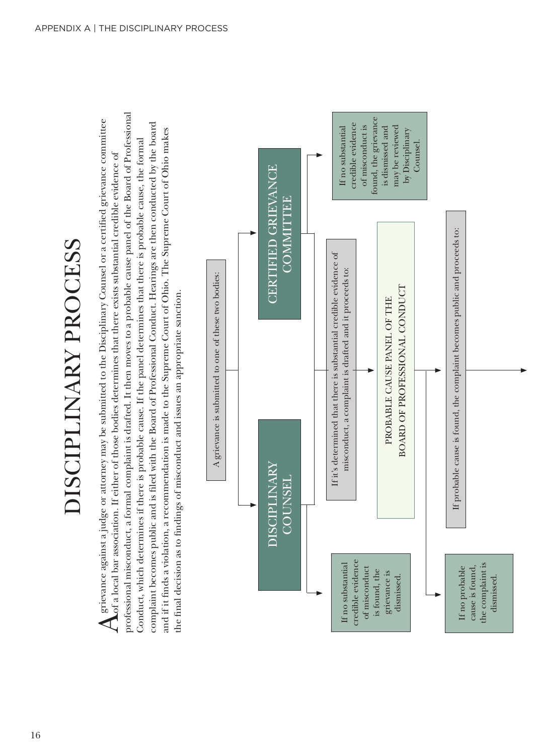# DISCIPLINARY PROCESS

A grievance against a judge or attorney may be submitted to the Disciplinary Counsel or a certified grievance committee of a local bar association. If either of those bodies determines that there exists substantial credible evidence of professional misconduct, a formal complaint is drafted. It then moves to a probable cause panel of the Board of Professional Conduct, which determines if there is probable cause. If the panel determines that there is probable cause, the formal complaint becomes public and is filed with the Board of Professional Conduct. Hearings are then conducted by the board and if it finds a violation, a recommendation is made to the Supreme Court of Ohio. The Supreme Court of Ohio makes the final decision as to findings of misconduct and issues an appropriate sanction.

A grievance is submitted to one of these two bodies:

- **DISCIPLINARY COUNSEL**
  - If no substantial credible evidence of misconduct is found, the grievance is dismissed.
- **CERTIFIED GRIEVANCE COMMITTEE**
  - If no substantial credible evidence of misconduct is found, the grievance is dismissed and may be reviewed by Disciplinary Counsel.

If it's determined that there is substantial credible evidence of misconduct, a complaint is drafted and it proceeds to:

**PROBABLE CAUSE PANEL OF THE BOARD OF PROFESSIONAL CONDUCT**

- If no probable cause is found, the complaint is dismissed.

If probable cause is found, the complaint becomes public and proceeds to: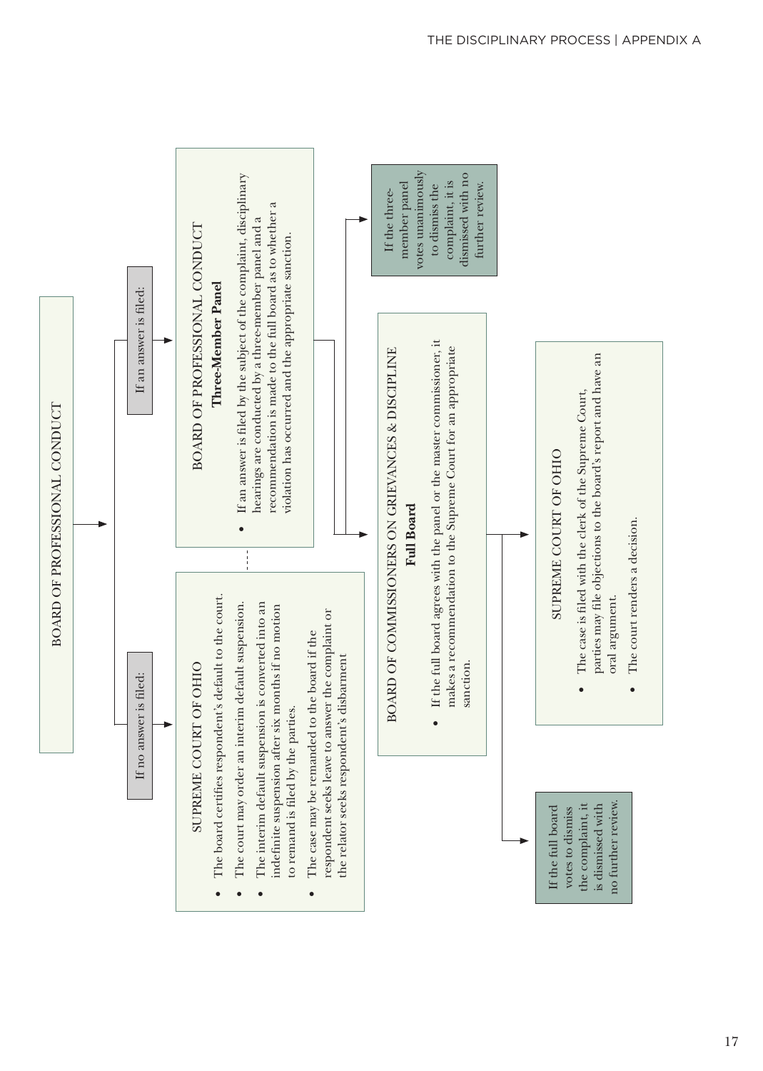BOARD OF PROFESSIONAL CONDUCT

**If no answer is filed:**

SUPREME COURT OF OHIO

- The board certifies respondent's default to the court.
- The court may order an interim default suspension.
- The interim default suspension is converted into an indefinite suspension after six months if no motion to remand is filed by the parties.
- The case may be remanded to the board if the respondent seeks leave to answer the complaint or the relator seeks respondent's disbarment

**If an answer is filed:**

BOARD OF PROFESSIONAL CONDUCT
**Three-Member Panel**

- If an answer is filed by the subject of the complaint, disciplinary hearings are conducted by a three-member panel and a recommendation is made to the full board as to whether a violation has occurred and the appropriate sanction.

If the three-member panel votes unanimously to dismiss the complaint, it is dismissed with no further review.

BOARD OF COMMISSIONERS ON GRIEVANCES & DISCIPLINE
**Full Board**

- If the full board agrees with the panel or the master commissioner, it makes a recommendation to the Supreme Court for an appropriate sanction.

If the full board votes to dismiss the complaint, it is dismissed with no further review.

SUPREME COURT OF OHIO

- The case is filed with the clerk of the Supreme Court, parties may file objections to the board's report and have an oral argument.
- The court renders a decision.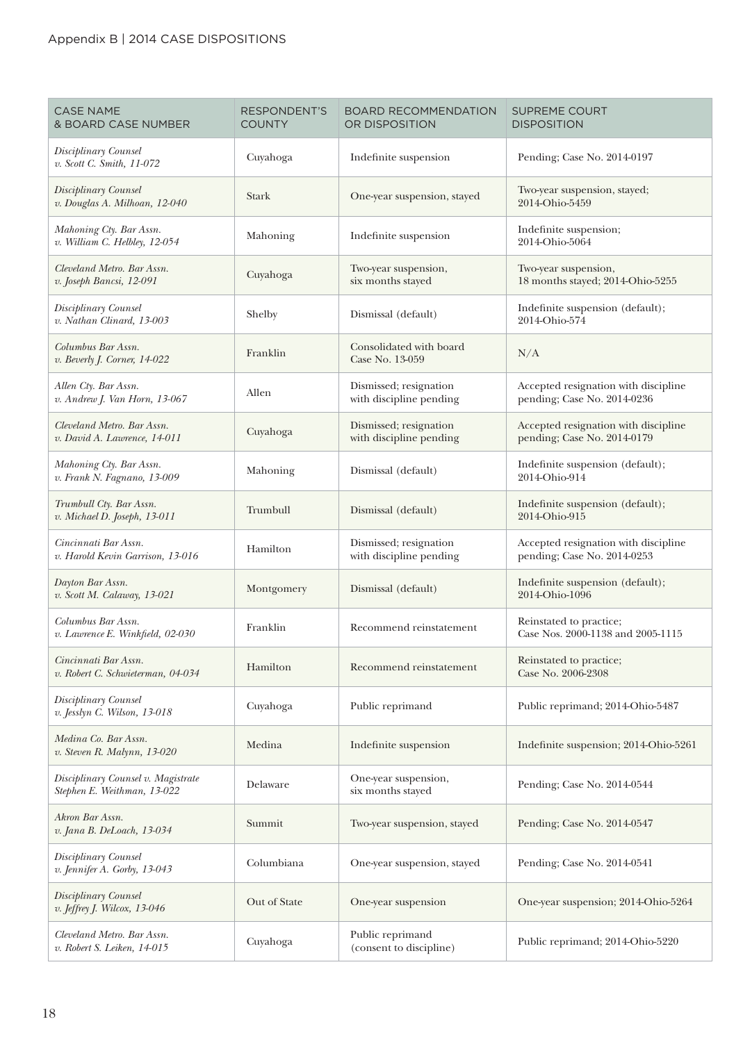## Appendix B | 2014 CASE DISPOSITIONS

| CASE NAME & BOARD CASE NUMBER | RESPONDENT'S COUNTY | BOARD RECOMMENDATION OR DISPOSITION | SUPREME COURT DISPOSITION |
|---|---|---|---|
| *Disciplinary Counsel v. Scott C. Smith, 11-072* | Cuyahoga | Indefinite suspension | Pending; Case No. 2014-0197 |
| *Disciplinary Counsel v. Douglas A. Milhoan, 12-040* | Stark | One-year suspension, stayed | Two-year suspension, stayed; 2014-Ohio-5459 |
| *Mahoning Cty. Bar Assn. v. William C. Helbley, 12-054* | Mahoning | Indefinite suspension | Indefinite suspension; 2014-Ohio-5064 |
| *Cleveland Metro. Bar Assn. v. Joseph Bancsi, 12-091* | Cuyahoga | Two-year suspension, six months stayed | Two-year suspension, 18 months stayed; 2014-Ohio-5255 |
| *Disciplinary Counsel v. Nathan Clinard, 13-003* | Shelby | Dismissal (default) | Indefinite suspension (default); 2014-Ohio-574 |
| *Columbus Bar Assn. v. Beverly J. Corner, 14-022* | Franklin | Consolidated with board Case No. 13-059 | N/A |
| *Allen Cty. Bar Assn. v. Andrew J. Van Horn, 13-067* | Allen | Dismissed; resignation with discipline pending | Accepted resignation with discipline pending; Case No. 2014-0236 |
| *Cleveland Metro. Bar Assn. v. David A. Lawrence, 14-011* | Cuyahoga | Dismissed; resignation with discipline pending | Accepted resignation with discipline pending; Case No. 2014-0179 |
| *Mahoning Cty. Bar Assn. v. Frank N. Fagnano, 13-009* | Mahoning | Dismissal (default) | Indefinite suspension (default); 2014-Ohio-914 |
| *Trumbull Cty. Bar Assn. v. Michael D. Joseph, 13-011* | Trumbull | Dismissal (default) | Indefinite suspension (default); 2014-Ohio-915 |
| *Cincinnati Bar Assn. v. Harold Kevin Garrison, 13-016* | Hamilton | Dismissed; resignation with discipline pending | Accepted resignation with discipline pending; Case No. 2014-0253 |
| *Dayton Bar Assn. v. Scott M. Calaway, 13-021* | Montgomery | Dismissal (default) | Indefinite suspension (default); 2014-Ohio-1096 |
| *Columbus Bar Assn. v. Lawrence E. Winkfield, 02-030* | Franklin | Recommend reinstatement | Reinstated to practice; Case Nos. 2000-1138 and 2005-1115 |
| *Cincinnati Bar Assn. v. Robert C. Schwieterman, 04-034* | Hamilton | Recommend reinstatement | Reinstated to practice; Case No. 2006-2308 |
| *Disciplinary Counsel v. Jesslyn C. Wilson, 13-018* | Cuyahoga | Public reprimand | Public reprimand; 2014-Ohio-5487 |
| *Medina Co. Bar Assn. v. Steven R. Malynn, 13-020* | Medina | Indefinite suspension | Indefinite suspension; 2014-Ohio-5261 |
| *Disciplinary Counsel v. Magistrate Stephen E. Weithman, 13-022* | Delaware | One-year suspension, six months stayed | Pending; Case No. 2014-0544 |
| *Akron Bar Assn. v. Jana B. DeLoach, 13-034* | Summit | Two-year suspension, stayed | Pending; Case No. 2014-0547 |
| *Disciplinary Counsel v. Jennifer A. Gorby, 13-043* | Columbiana | One-year suspension, stayed | Pending; Case No. 2014-0541 |
| *Disciplinary Counsel v. Jeffrey J. Wilcox, 13-046* | Out of State | One-year suspension | One-year suspension; 2014-Ohio-5264 |
| *Cleveland Metro. Bar Assn. v. Robert S. Leiken, 14-015* | Cuyahoga | Public reprimand (consent to discipline) | Public reprimand; 2014-Ohio-5220 |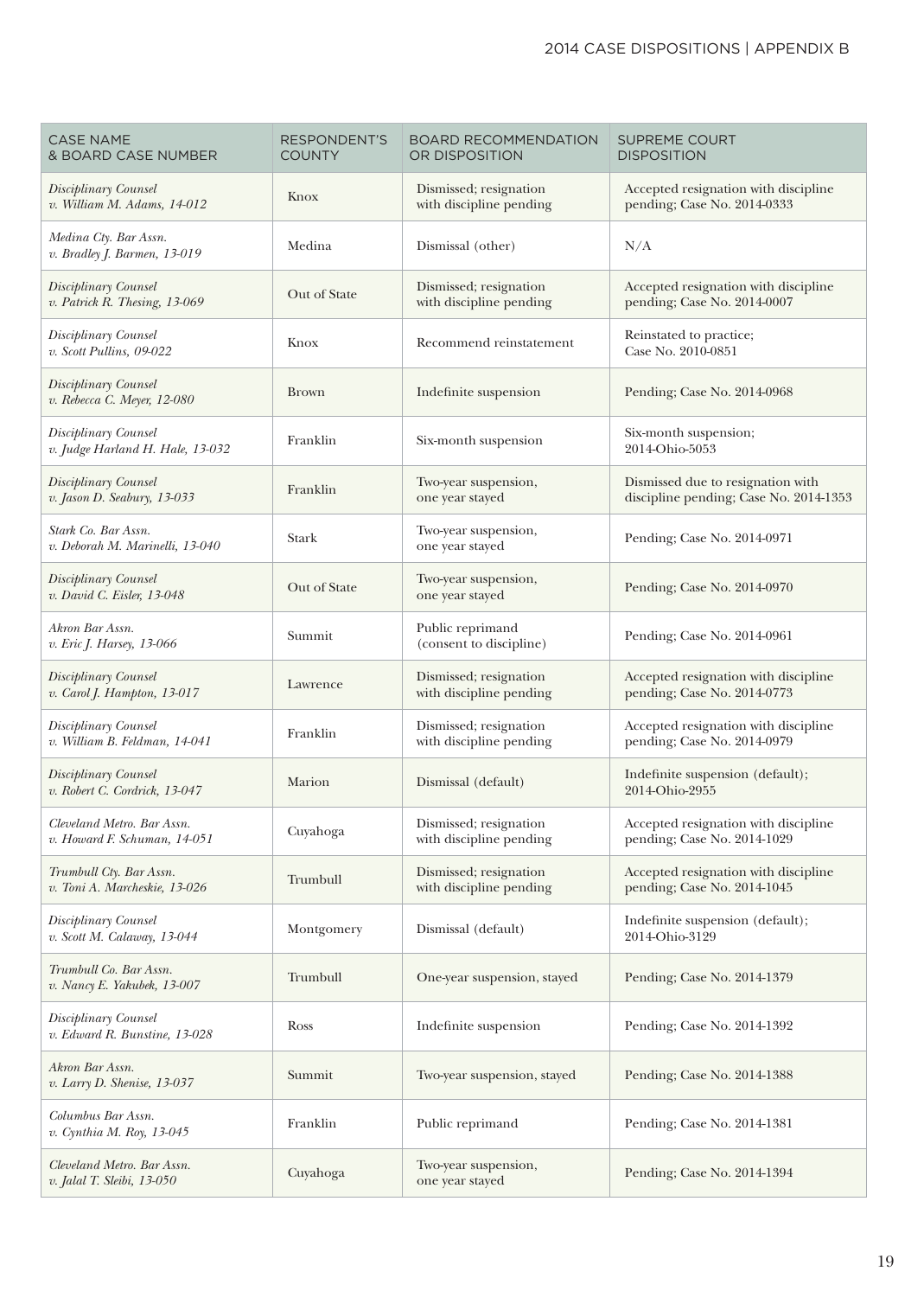| CASE NAME & BOARD CASE NUMBER | RESPONDENT'S COUNTY | BOARD RECOMMENDATION OR DISPOSITION | SUPREME COURT DISPOSITION |
|---|---|---|---|
| *Disciplinary Counsel v. William M. Adams, 14-012* | Knox | Dismissed; resignation with discipline pending | Accepted resignation with discipline pending; Case No. 2014-0333 |
| *Medina Cty. Bar Assn. v. Bradley J. Barmen, 13-019* | Medina | Dismissal (other) | N/A |
| *Disciplinary Counsel v. Patrick R. Thesing, 13-069* | Out of State | Dismissed; resignation with discipline pending | Accepted resignation with discipline pending; Case No. 2014-0007 |
| *Disciplinary Counsel v. Scott Pullins, 09-022* | Knox | Recommend reinstatement | Reinstated to practice; Case No. 2010-0851 |
| *Disciplinary Counsel v. Rebecca C. Meyer, 12-080* | Brown | Indefinite suspension | Pending; Case No. 2014-0968 |
| *Disciplinary Counsel v. Judge Harland H. Hale, 13-032* | Franklin | Six-month suspension | Six-month suspension; 2014-Ohio-5053 |
| *Disciplinary Counsel v. Jason D. Seabury, 13-033* | Franklin | Two-year suspension, one year stayed | Dismissed due to resignation with discipline pending; Case No. 2014-1353 |
| *Stark Co. Bar Assn. v. Deborah M. Marinelli, 13-040* | Stark | Two-year suspension, one year stayed | Pending; Case No. 2014-0971 |
| *Disciplinary Counsel v. David C. Eisler, 13-048* | Out of State | Two-year suspension, one year stayed | Pending; Case No. 2014-0970 |
| *Akron Bar Assn. v. Eric J. Harsey, 13-066* | Summit | Public reprimand (consent to discipline) | Pending; Case No. 2014-0961 |
| *Disciplinary Counsel v. Carol J. Hampton, 13-017* | Lawrence | Dismissed; resignation with discipline pending | Accepted resignation with discipline pending; Case No. 2014-0773 |
| *Disciplinary Counsel v. William B. Feldman, 14-041* | Franklin | Dismissed; resignation with discipline pending | Accepted resignation with discipline pending; Case No. 2014-0979 |
| *Disciplinary Counsel v. Robert C. Cordrick, 13-047* | Marion | Dismissal (default) | Indefinite suspension (default); 2014-Ohio-2955 |
| *Cleveland Metro. Bar Assn. v. Howard F. Schuman, 14-051* | Cuyahoga | Dismissed; resignation with discipline pending | Accepted resignation with discipline pending; Case No. 2014-1029 |
| *Trumbull Cty. Bar Assn. v. Toni A. Marcheskie, 13-026* | Trumbull | Dismissed; resignation with discipline pending | Accepted resignation with discipline pending; Case No. 2014-1045 |
| *Disciplinary Counsel v. Scott M. Calaway, 13-044* | Montgomery | Dismissal (default) | Indefinite suspension (default); 2014-Ohio-3129 |
| *Trumbull Co. Bar Assn. v. Nancy E. Yakubek, 13-007* | Trumbull | One-year suspension, stayed | Pending; Case No. 2014-1379 |
| *Disciplinary Counsel v. Edward R. Bunstine, 13-028* | Ross | Indefinite suspension | Pending; Case No. 2014-1392 |
| *Akron Bar Assn. v. Larry D. Shenise, 13-037* | Summit | Two-year suspension, stayed | Pending; Case No. 2014-1388 |
| *Columbus Bar Assn. v. Cynthia M. Roy, 13-045* | Franklin | Public reprimand | Pending; Case No. 2014-1381 |
| *Cleveland Metro. Bar Assn. v. Jalal T. Sleibi, 13-050* | Cuyahoga | Two-year suspension, one year stayed | Pending; Case No. 2014-1394 |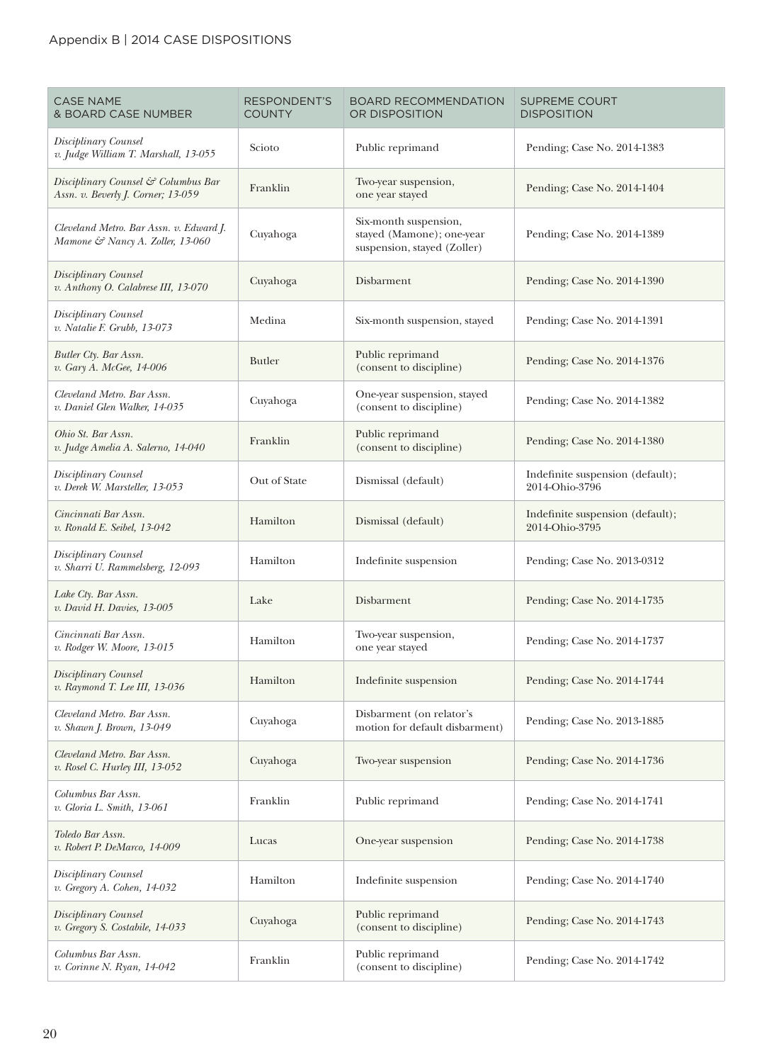## Appendix B | 2014 CASE DISPOSITIONS

| CASE NAME & BOARD CASE NUMBER | RESPONDENT'S COUNTY | BOARD RECOMMENDATION OR DISPOSITION | SUPREME COURT DISPOSITION |
|---|---|---|---|
| *Disciplinary Counsel v. Judge William T. Marshall, 13-055* | Scioto | Public reprimand | Pending; Case No. 2014-1383 |
| *Disciplinary Counsel & Columbus Bar Assn. v. Beverly J. Corner; 13-059* | Franklin | Two-year suspension, one year stayed | Pending; Case No. 2014-1404 |
| *Cleveland Metro. Bar Assn. v. Edward J. Mamone & Nancy A. Zoller, 13-060* | Cuyahoga | Six-month suspension, stayed (Mamone); one-year suspension, stayed (Zoller) | Pending; Case No. 2014-1389 |
| *Disciplinary Counsel v. Anthony O. Calabrese III, 13-070* | Cuyahoga | Disbarment | Pending; Case No. 2014-1390 |
| *Disciplinary Counsel v. Natalie F. Grubb, 13-073* | Medina | Six-month suspension, stayed | Pending; Case No. 2014-1391 |
| *Butler Cty. Bar Assn. v. Gary A. McGee, 14-006* | Butler | Public reprimand (consent to discipline) | Pending; Case No. 2014-1376 |
| *Cleveland Metro. Bar Assn. v. Daniel Glen Walker, 14-035* | Cuyahoga | One-year suspension, stayed (consent to discipline) | Pending; Case No. 2014-1382 |
| *Ohio St. Bar Assn. v. Judge Amelia A. Salerno, 14-040* | Franklin | Public reprimand (consent to discipline) | Pending; Case No. 2014-1380 |
| *Disciplinary Counsel v. Derek W. Marsteller, 13-053* | Out of State | Dismissal (default) | Indefinite suspension (default); 2014-Ohio-3796 |
| *Cincinnati Bar Assn. v. Ronald E. Seibel, 13-042* | Hamilton | Dismissal (default) | Indefinite suspension (default); 2014-Ohio-3795 |
| *Disciplinary Counsel v. Sharri U. Rammelsberg, 12-093* | Hamilton | Indefinite suspension | Pending; Case No. 2013-0312 |
| *Lake Cty. Bar Assn. v. David H. Davies, 13-005* | Lake | Disbarment | Pending; Case No. 2014-1735 |
| *Cincinnati Bar Assn. v. Rodger W. Moore, 13-015* | Hamilton | Two-year suspension, one year stayed | Pending; Case No. 2014-1737 |
| *Disciplinary Counsel v. Raymond T. Lee III, 13-036* | Hamilton | Indefinite suspension | Pending; Case No. 2014-1744 |
| *Cleveland Metro. Bar Assn. v. Shawn J. Brown, 13-049* | Cuyahoga | Disbarment (on relator's motion for default disbarment) | Pending; Case No. 2013-1885 |
| *Cleveland Metro. Bar Assn. v. Rosel C. Hurley III, 13-052* | Cuyahoga | Two-year suspension | Pending; Case No. 2014-1736 |
| *Columbus Bar Assn. v. Gloria L. Smith, 13-061* | Franklin | Public reprimand | Pending; Case No. 2014-1741 |
| *Toledo Bar Assn. v. Robert P. DeMarco, 14-009* | Lucas | One-year suspension | Pending; Case No. 2014-1738 |
| *Disciplinary Counsel v. Gregory A. Cohen, 14-032* | Hamilton | Indefinite suspension | Pending; Case No. 2014-1740 |
| *Disciplinary Counsel v. Gregory S. Costabile, 14-033* | Cuyahoga | Public reprimand (consent to discipline) | Pending; Case No. 2014-1743 |
| *Columbus Bar Assn. v. Corinne N. Ryan, 14-042* | Franklin | Public reprimand (consent to discipline) | Pending; Case No. 2014-1742 |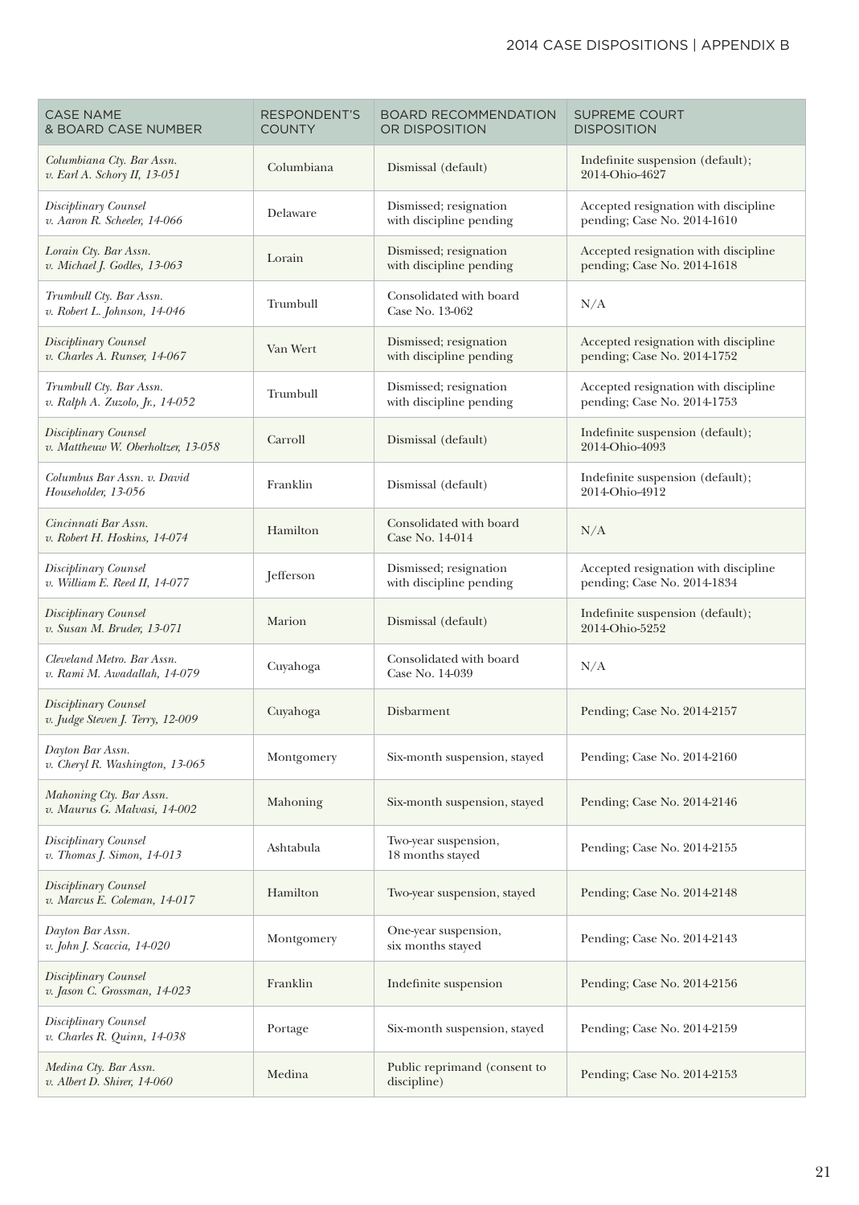| CASE NAME & BOARD CASE NUMBER | RESPONDENT'S COUNTY | BOARD RECOMMENDATION OR DISPOSITION | SUPREME COURT DISPOSITION |
|---|---|---|---|
| *Columbiana Cty. Bar Assn. v. Earl A. Schory II, 13-051* | Columbiana | Dismissal (default) | Indefinite suspension (default); 2014-Ohio-4627 |
| *Disciplinary Counsel v. Aaron R. Scheeler, 14-066* | Delaware | Dismissed; resignation with discipline pending | Accepted resignation with discipline pending; Case No. 2014-1610 |
| *Lorain Cty. Bar Assn. v. Michael J. Godles, 13-063* | Lorain | Dismissed; resignation with discipline pending | Accepted resignation with discipline pending; Case No. 2014-1618 |
| *Trumbull Cty. Bar Assn. v. Robert L. Johnson, 14-046* | Trumbull | Consolidated with board Case No. 13-062 | N/A |
| *Disciplinary Counsel v. Charles A. Runser, 14-067* | Van Wert | Dismissed; resignation with discipline pending | Accepted resignation with discipline pending; Case No. 2014-1752 |
| *Trumbull Cty. Bar Assn. v. Ralph A. Zuzolo, Jr., 14-052* | Trumbull | Dismissed; resignation with discipline pending | Accepted resignation with discipline pending; Case No. 2014-1753 |
| *Disciplinary Counsel v. Mattheuw W. Oberholtzer, 13-058* | Carroll | Dismissal (default) | Indefinite suspension (default); 2014-Ohio-4093 |
| *Columbus Bar Assn. v. David Householder, 13-056* | Franklin | Dismissal (default) | Indefinite suspension (default); 2014-Ohio-4912 |
| *Cincinnati Bar Assn. v. Robert H. Hoskins, 14-074* | Hamilton | Consolidated with board Case No. 14-014 | N/A |
| *Disciplinary Counsel v. William E. Reed II, 14-077* | Jefferson | Dismissed; resignation with discipline pending | Accepted resignation with discipline pending; Case No. 2014-1834 |
| *Disciplinary Counsel v. Susan M. Bruder, 13-071* | Marion | Dismissal (default) | Indefinite suspension (default); 2014-Ohio-5252 |
| *Cleveland Metro. Bar Assn. v. Rami M. Awadallah, 14-079* | Cuyahoga | Consolidated with board Case No. 14-039 | N/A |
| *Disciplinary Counsel v. Judge Steven J. Terry, 12-009* | Cuyahoga | Disbarment | Pending; Case No. 2014-2157 |
| *Dayton Bar Assn. v. Cheryl R. Washington, 13-065* | Montgomery | Six-month suspension, stayed | Pending; Case No. 2014-2160 |
| *Mahoning Cty. Bar Assn. v. Maurus G. Malvasi, 14-002* | Mahoning | Six-month suspension, stayed | Pending; Case No. 2014-2146 |
| *Disciplinary Counsel v. Thomas J. Simon, 14-013* | Ashtabula | Two-year suspension, 18 months stayed | Pending; Case No. 2014-2155 |
| *Disciplinary Counsel v. Marcus E. Coleman, 14-017* | Hamilton | Two-year suspension, stayed | Pending; Case No. 2014-2148 |
| *Dayton Bar Assn. v. John J. Scaccia, 14-020* | Montgomery | One-year suspension, six months stayed | Pending; Case No. 2014-2143 |
| *Disciplinary Counsel v. Jason C. Grossman, 14-023* | Franklin | Indefinite suspension | Pending; Case No. 2014-2156 |
| *Disciplinary Counsel v. Charles R. Quinn, 14-038* | Portage | Six-month suspension, stayed | Pending; Case No. 2014-2159 |
| *Medina Cty. Bar Assn. v. Albert D. Shirer, 14-060* | Medina | Public reprimand (consent to discipline) | Pending; Case No. 2014-2153 |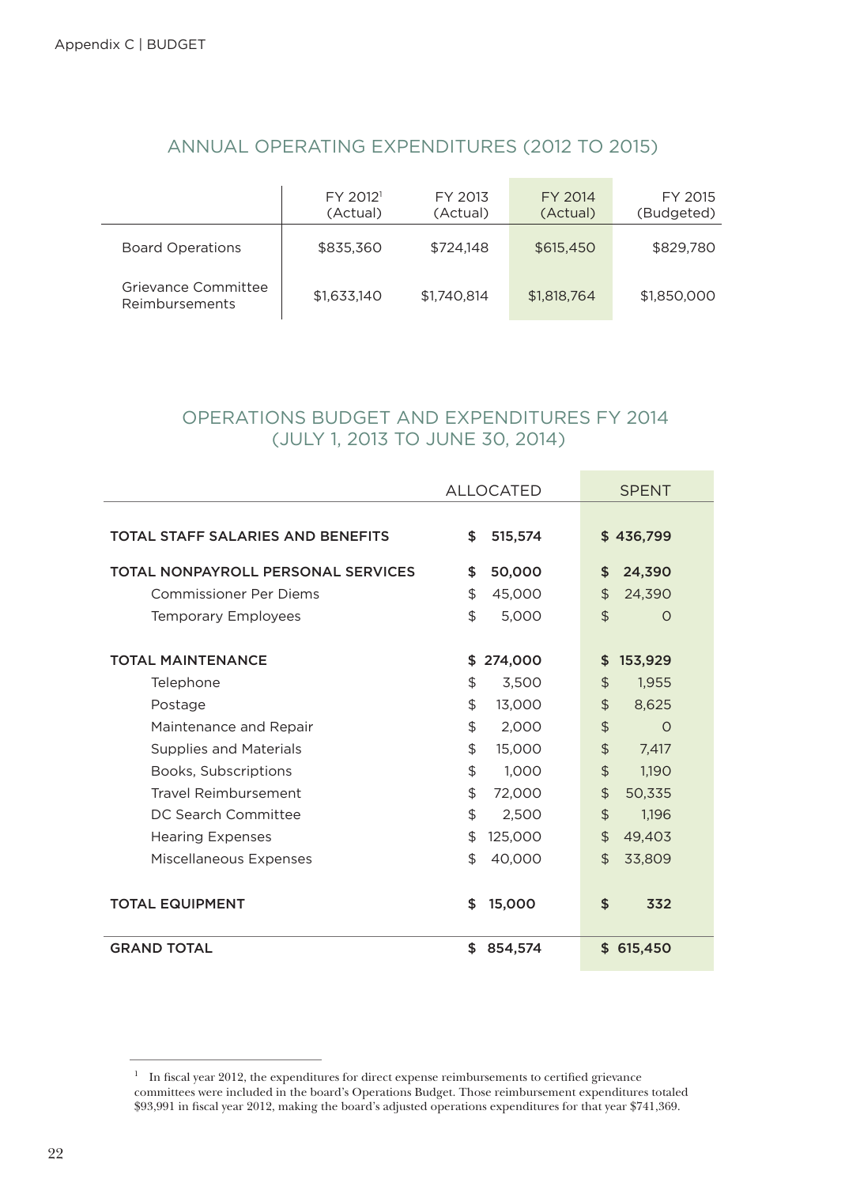## ANNUAL OPERATING EXPENDITURES (2012 TO 2015)

| | FY 2012[1] (Actual) | FY 2013 (Actual) | FY 2014 (Actual) | FY 2015 (Budgeted) |
|---|---|---|---|---|
| Board Operations | $835,360 | $724,148 | $615,450 | $829,780 |
| Grievance Committee Reimbursements | $1,633,140 | $1,740,814 | $1,818,764 | $1,850,000 |

## OPERATIONS BUDGET AND EXPENDITURES FY 2014 (JULY 1, 2013 TO JUNE 30, 2014)

| | ALLOCATED | SPENT |
|---|---|---|
| **TOTAL STAFF SALARIES AND BENEFITS** | **$ 515,574** | **$ 436,799** |
| **TOTAL NONPAYROLL PERSONAL SERVICES** | **$ 50,000** | **$ 24,390** |
| Commissioner Per Diems | $ 45,000 | $ 24,390 |
| Temporary Employees | $ 5,000 | $ 0 |
| **TOTAL MAINTENANCE** | **$ 274,000** | **$ 153,929** |
| Telephone | $ 3,500 | $ 1,955 |
| Postage | $ 13,000 | $ 8,625 |
| Maintenance and Repair | $ 2,000 | $ 0 |
| Supplies and Materials | $ 15,000 | $ 7,417 |
| Books, Subscriptions | $ 1,000 | $ 1,190 |
| Travel Reimbursement | $ 72,000 | $ 50,335 |
| DC Search Committee | $ 2,500 | $ 1,196 |
| Hearing Expenses | $ 125,000 | $ 49,403 |
| Miscellaneous Expenses | $ 40,000 | $ 33,809 |
| **TOTAL EQUIPMENT** | **$ 15,000** | **$ 332** |
| **GRAND TOTAL** | **$ 854,574** | **$ 615,450** |

[1] In fiscal year 2012, the expenditures for direct expense reimbursements to certified grievance committees were included in the board's Operations Budget. Those reimbursement expenditures totaled $93,991 in fiscal year 2012, making the board's adjusted operations expenditures for that year $741,369.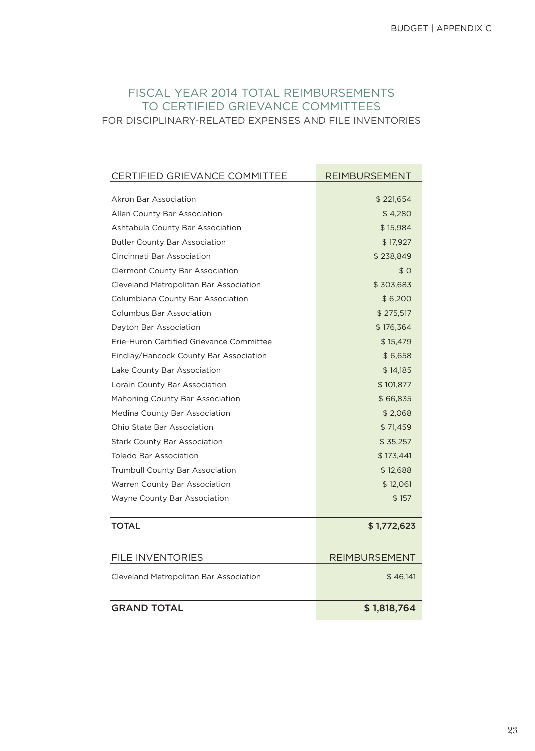## FISCAL YEAR 2014 TOTAL REIMBURSEMENTS TO CERTIFIED GRIEVANCE COMMITTEES

### FOR DISCIPLINARY-RELATED EXPENSES AND FILE INVENTORIES

| CERTIFIED GRIEVANCE COMMITTEE | REIMBURSEMENT |
|---|---|
| Akron Bar Association | $ 221,654 |
| Allen County Bar Association | $ 4,280 |
| Ashtabula County Bar Association | $ 15,984 |
| Butler County Bar Association | $ 17,927 |
| Cincinnati Bar Association | $ 238,849 |
| Clermont County Bar Association | $ 0 |
| Cleveland Metropolitan Bar Association | $ 303,683 |
| Columbiana County Bar Association | $ 6,200 |
| Columbus Bar Association | $ 275,517 |
| Dayton Bar Association | $ 176,364 |
| Erie-Huron Certified Grievance Committee | $ 15,479 |
| Findlay/Hancock County Bar Association | $ 6,658 |
| Lake County Bar Association | $ 14,185 |
| Lorain County Bar Association | $ 101,877 |
| Mahoning County Bar Association | $ 66,835 |
| Medina County Bar Association | $ 2,068 |
| Ohio State Bar Association | $ 71,459 |
| Stark County Bar Association | $ 35,257 |
| Toledo Bar Association | $ 173,441 |
| Trumbull County Bar Association | $ 12,688 |
| Warren County Bar Association | $ 12,061 |
| Wayne County Bar Association | $ 157 |
| **TOTAL** | **$ 1,772,623** |

| FILE INVENTORIES | REIMBURSEMENT |
|---|---|
| Cleveland Metropolitan Bar Association | $ 46,141 |
| **GRAND TOTAL** | **$ 1,818,764** |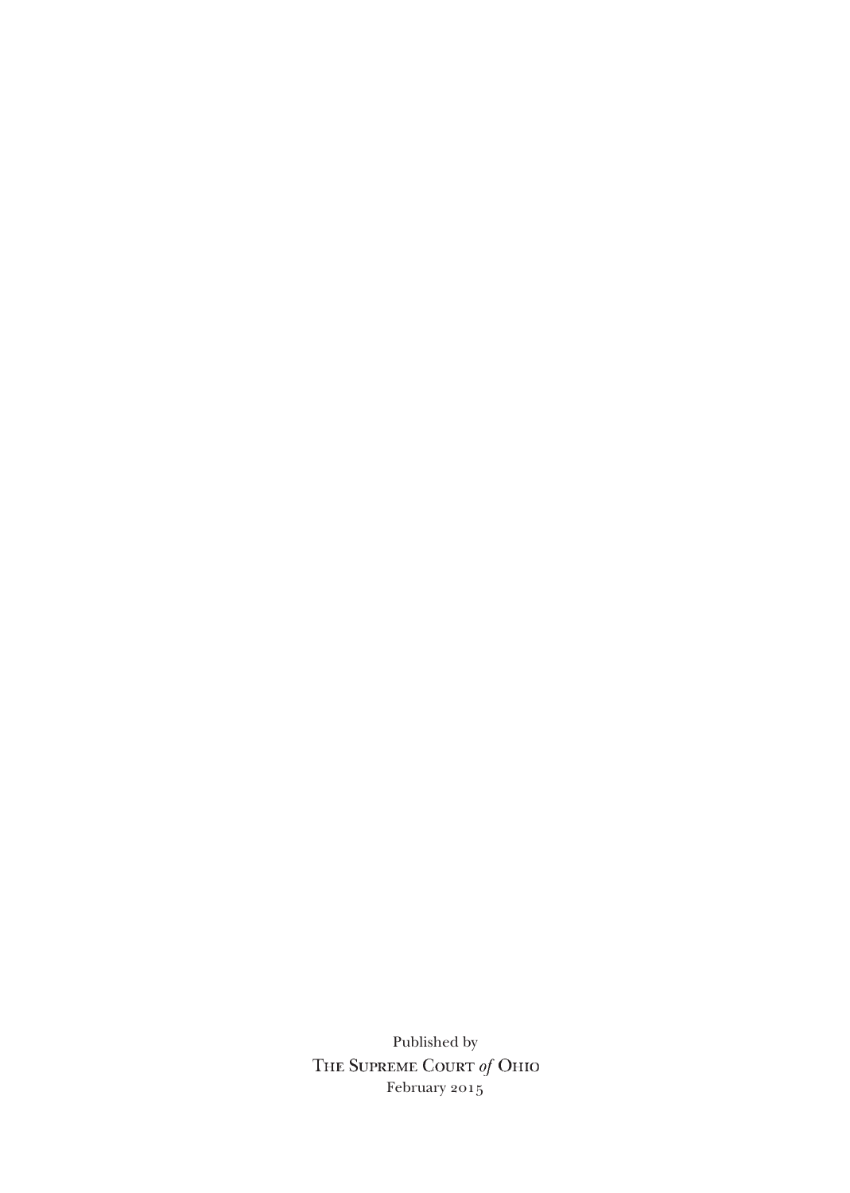Published by

The Supreme Court *of* Ohio

February 2015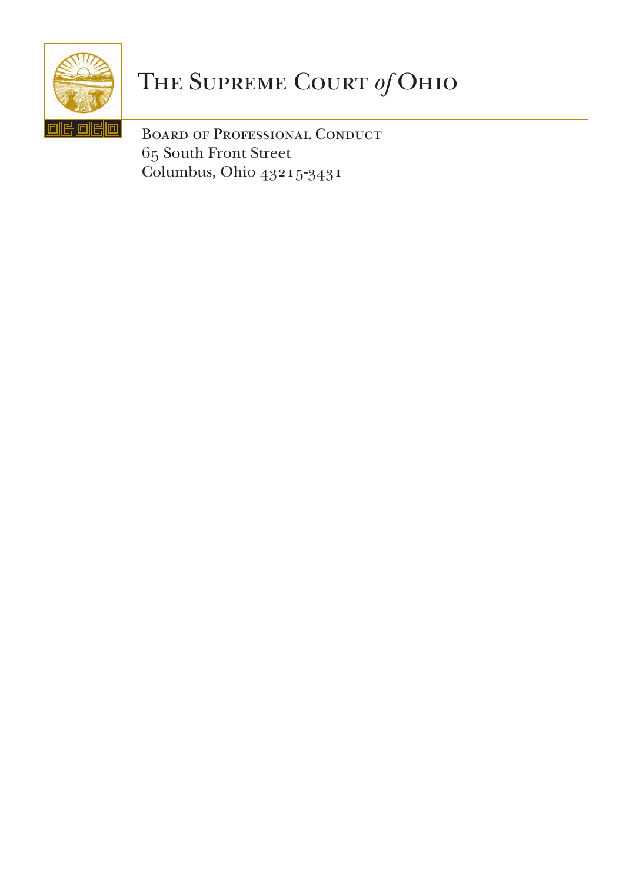# The Supreme Court *of* Ohio

Board of Professional Conduct
65 South Front Street
Columbus, Ohio 43215-3431